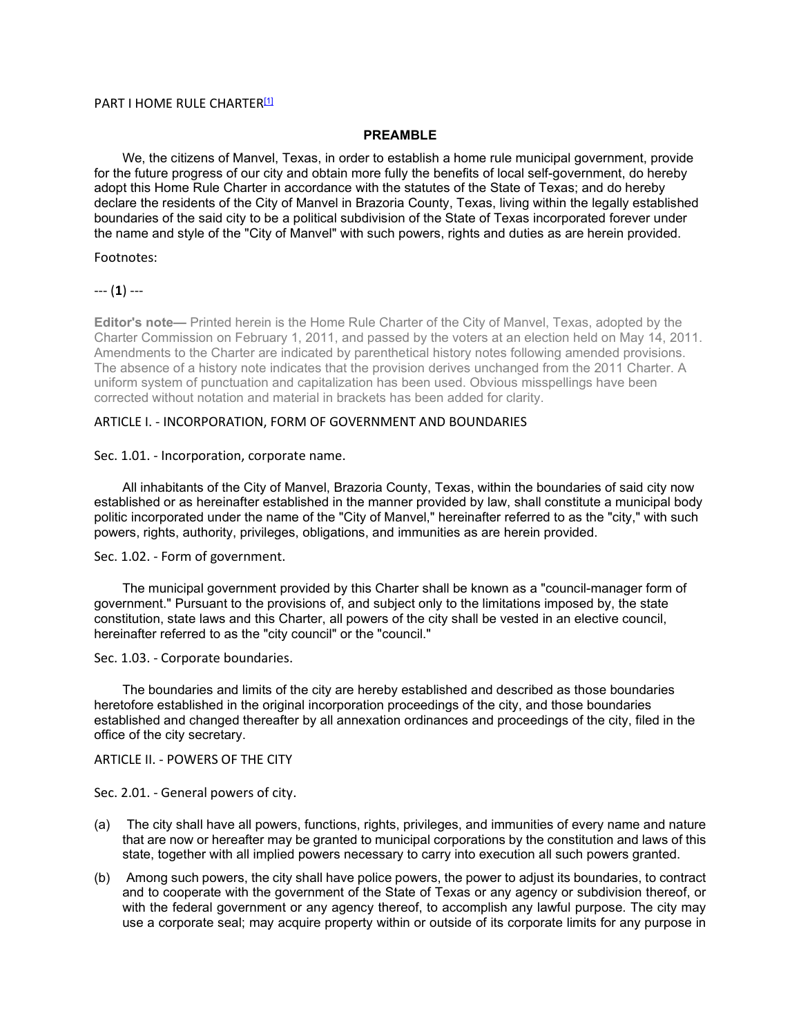# PART I HOME RULE CHARTER[1]

## PREAMBLE

We, the citizens of Manvel, Texas, in order to establish a home rule municipal government, provide for the future progress of our city and obtain more fully the benefits of local self-government, do hereby adopt this Home Rule Charter in accordance with the statutes of the State of Texas; and do hereby declare the residents of the City of Manvel in Brazoria County, Texas, living within the legally established boundaries of the said city to be a political subdivision of the State of Texas incorporated forever under the name and style of the "City of Manvel" with such powers, rights and duties as are herein provided.

Footnotes:

--- (**1**) ---

**Editor's note—** Printed herein is the Home Rule Charter of the City of Manvel, Texas, adopted by the Charter Commission on February 1, 2011, and passed by the voters at an election held on May 14, 2011. Amendments to the Charter are indicated by parenthetical history notes following amended provisions. The absence of a history note indicates that the provision derives unchanged from the 2011 Charter. A uniform system of punctuation and capitalization has been used. Obvious misspellings have been corrected without notation and material in brackets has been added for clarity.

## ARTICLE I. - INCORPORATION, FORM OF GOVERNMENT AND BOUNDARIES

### Sec. 1.01. - Incorporation, corporate name.

All inhabitants of the City of Manvel, Brazoria County, Texas, within the boundaries of said city now established or as hereinafter established in the manner provided by law, shall constitute a municipal body politic incorporated under the name of the "City of Manvel," hereinafter referred to as the "city," with such powers, rights, authority, privileges, obligations, and immunities as are herein provided.

### Sec. 1.02. - Form of government.

The municipal government provided by this Charter shall be known as a "council-manager form of government." Pursuant to the provisions of, and subject only to the limitations imposed by, the state constitution, state laws and this Charter, all powers of the city shall be vested in an elective council, hereinafter referred to as the "city council" or the "council."

### Sec. 1.03. - Corporate boundaries.

The boundaries and limits of the city are hereby established and described as those boundaries heretofore established in the original incorporation proceedings of the city, and those boundaries established and changed thereafter by all annexation ordinances and proceedings of the city, filed in the office of the city secretary.

## ARTICLE II. - POWERS OF THE CITY

### Sec. 2.01. - General powers of city.

(a) The city shall have all powers, functions, rights, privileges, and immunities of every name and nature that are now or hereafter may be granted to municipal corporations by the constitution and laws of this state, together with all implied powers necessary to carry into execution all such powers granted.

(b) Among such powers, the city shall have police powers, the power to adjust its boundaries, to contract and to cooperate with the government of the State of Texas or any agency or subdivision thereof, or with the federal government or any agency thereof, to accomplish any lawful purpose. The city may use a corporate seal; may acquire property within or outside of its corporate limits for any purpose in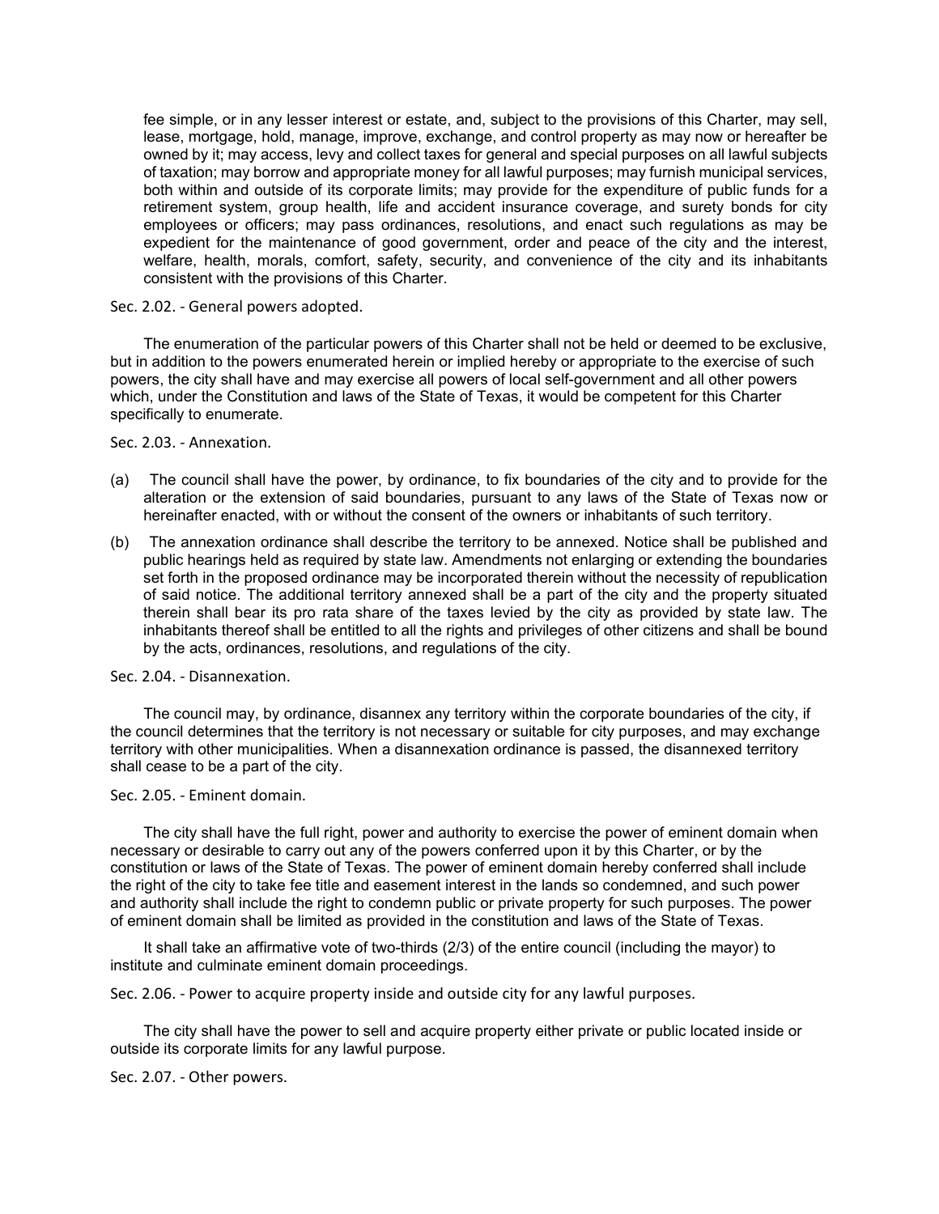fee simple, or in any lesser interest or estate, and, subject to the provisions of this Charter, may sell, lease, mortgage, hold, manage, improve, exchange, and control property as may now or hereafter be owned by it; may access, levy and collect taxes for general and special purposes on all lawful subjects of taxation; may borrow and appropriate money for all lawful purposes; may furnish municipal services, both within and outside of its corporate limits; may provide for the expenditure of public funds for a retirement system, group health, life and accident insurance coverage, and surety bonds for city employees or officers; may pass ordinances, resolutions, and enact such regulations as may be expedient for the maintenance of good government, order and peace of the city and the interest, welfare, health, morals, comfort, safety, security, and convenience of the city and its inhabitants consistent with the provisions of this Charter.

Sec. 2.02. - General powers adopted.

The enumeration of the particular powers of this Charter shall not be held or deemed to be exclusive, but in addition to the powers enumerated herein or implied hereby or appropriate to the exercise of such powers, the city shall have and may exercise all powers of local self-government and all other powers which, under the Constitution and laws of the State of Texas, it would be competent for this Charter specifically to enumerate.

Sec. 2.03. - Annexation.

(a) The council shall have the power, by ordinance, to fix boundaries of the city and to provide for the alteration or the extension of said boundaries, pursuant to any laws of the State of Texas now or hereinafter enacted, with or without the consent of the owners or inhabitants of such territory.

(b) The annexation ordinance shall describe the territory to be annexed. Notice shall be published and public hearings held as required by state law. Amendments not enlarging or extending the boundaries set forth in the proposed ordinance may be incorporated therein without the necessity of republication of said notice. The additional territory annexed shall be a part of the city and the property situated therein shall bear its pro rata share of the taxes levied by the city as provided by state law. The inhabitants thereof shall be entitled to all the rights and privileges of other citizens and shall be bound by the acts, ordinances, resolutions, and regulations of the city.

Sec. 2.04. - Disannexation.

The council may, by ordinance, disannex any territory within the corporate boundaries of the city, if the council determines that the territory is not necessary or suitable for city purposes, and may exchange territory with other municipalities. When a disannexation ordinance is passed, the disannexed territory shall cease to be a part of the city.

Sec. 2.05. - Eminent domain.

The city shall have the full right, power and authority to exercise the power of eminent domain when necessary or desirable to carry out any of the powers conferred upon it by this Charter, or by the constitution or laws of the State of Texas. The power of eminent domain hereby conferred shall include the right of the city to take fee title and easement interest in the lands so condemned, and such power and authority shall include the right to condemn public or private property for such purposes. The power of eminent domain shall be limited as provided in the constitution and laws of the State of Texas.

It shall take an affirmative vote of two-thirds (2/3) of the entire council (including the mayor) to institute and culminate eminent domain proceedings.

Sec. 2.06. - Power to acquire property inside and outside city for any lawful purposes.

The city shall have the power to sell and acquire property either private or public located inside or outside its corporate limits for any lawful purpose.

Sec. 2.07. - Other powers.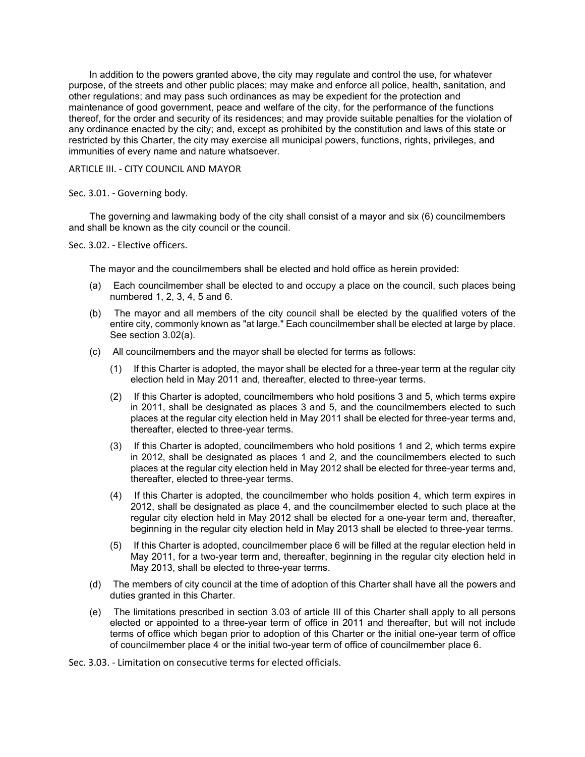In addition to the powers granted above, the city may regulate and control the use, for whatever purpose, of the streets and other public places; may make and enforce all police, health, sanitation, and other regulations; and may pass such ordinances as may be expedient for the protection and maintenance of good government, peace and welfare of the city, for the performance of the functions thereof, for the order and security of its residences; and may provide suitable penalties for the violation of any ordinance enacted by the city; and, except as prohibited by the constitution and laws of this state or restricted by this Charter, the city may exercise all municipal powers, functions, rights, privileges, and immunities of every name and nature whatsoever.

## ARTICLE III. - CITY COUNCIL AND MAYOR

### Sec. 3.01. - Governing body.

The governing and lawmaking body of the city shall consist of a mayor and six (6) councilmembers and shall be known as the city council or the council.

### Sec. 3.02. - Elective officers.

The mayor and the councilmembers shall be elected and hold office as herein provided:

(a) Each councilmember shall be elected to and occupy a place on the council, such places being numbered 1, 2, 3, 4, 5 and 6.

(b) The mayor and all members of the city council shall be elected by the qualified voters of the entire city, commonly known as "at large." Each councilmember shall be elected at large by place. See section 3.02(a).

(c) All councilmembers and the mayor shall be elected for terms as follows:

  (1) If this Charter is adopted, the mayor shall be elected for a three-year term at the regular city election held in May 2011 and, thereafter, elected to three-year terms.

  (2) If this Charter is adopted, councilmembers who hold positions 3 and 5, which terms expire in 2011, shall be designated as places 3 and 5, and the councilmembers elected to such places at the regular city election held in May 2011 shall be elected for three-year terms and, thereafter, elected to three-year terms.

  (3) If this Charter is adopted, councilmembers who hold positions 1 and 2, which terms expire in 2012, shall be designated as places 1 and 2, and the councilmembers elected to such places at the regular city election held in May 2012 shall be elected for three-year terms and, thereafter, elected to three-year terms.

  (4) If this Charter is adopted, the councilmember who holds position 4, which term expires in 2012, shall be designated as place 4, and the councilmember elected to such place at the regular city election held in May 2012 shall be elected for a one-year term and, thereafter, beginning in the regular city election held in May 2013 shall be elected to three-year terms.

  (5) If this Charter is adopted, councilmember place 6 will be filled at the regular election held in May 2011, for a two-year term and, thereafter, beginning in the regular city election held in May 2013, shall be elected to three-year terms.

(d) The members of city council at the time of adoption of this Charter shall have all the powers and duties granted in this Charter.

(e) The limitations prescribed in section 3.03 of article III of this Charter shall apply to all persons elected or appointed to a three-year term of office in 2011 and thereafter, but will not include terms of office which began prior to adoption of this Charter or the initial one-year term of office of councilmember place 4 or the initial two-year term of office of councilmember place 6.

### Sec. 3.03. - Limitation on consecutive terms for elected officials.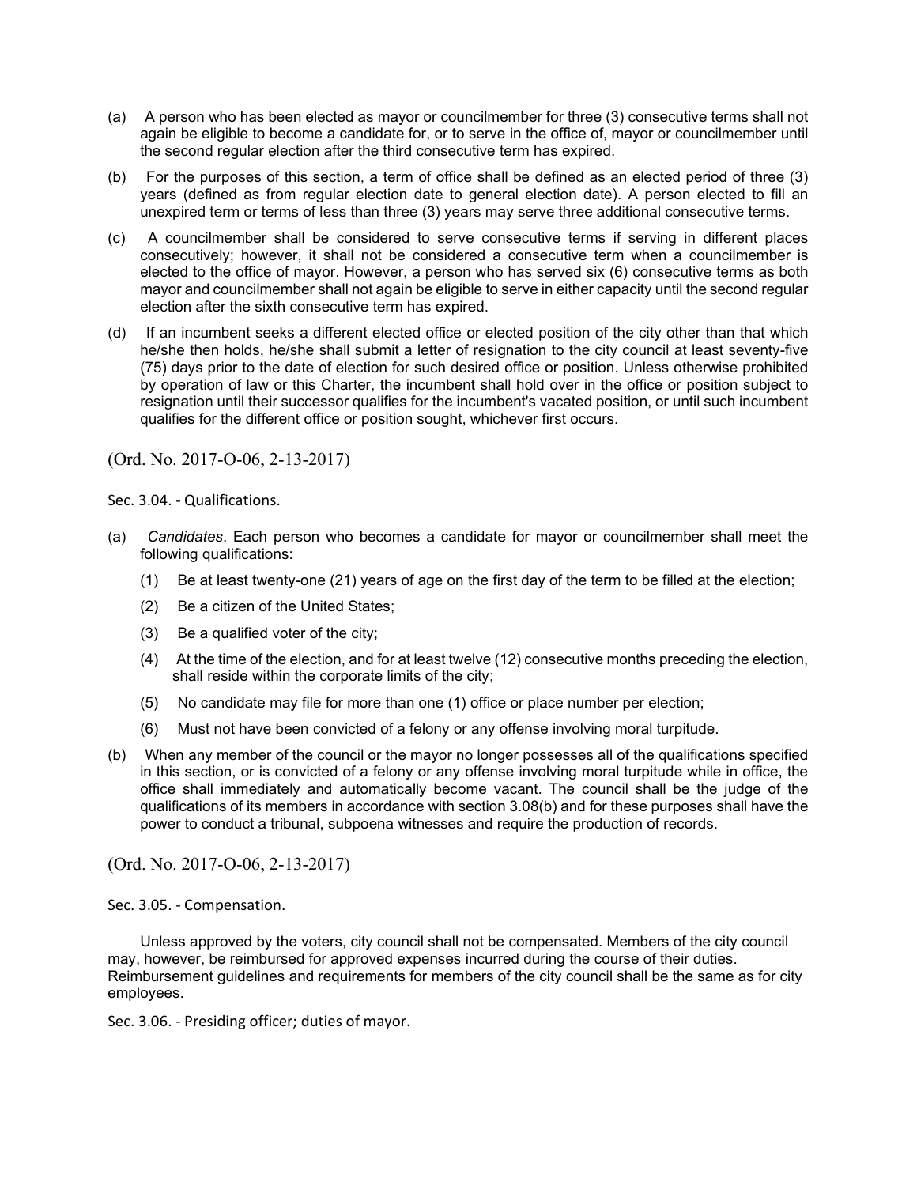(a) A person who has been elected as mayor or councilmember for three (3) consecutive terms shall not again be eligible to become a candidate for, or to serve in the office of, mayor or councilmember until the second regular election after the third consecutive term has expired.

(b) For the purposes of this section, a term of office shall be defined as an elected period of three (3) years (defined as from regular election date to general election date). A person elected to fill an unexpired term or terms of less than three (3) years may serve three additional consecutive terms.

(c) A councilmember shall be considered to serve consecutive terms if serving in different places consecutively; however, it shall not be considered a consecutive term when a councilmember is elected to the office of mayor. However, a person who has served six (6) consecutive terms as both mayor and councilmember shall not again be eligible to serve in either capacity until the second regular election after the sixth consecutive term has expired.

(d) If an incumbent seeks a different elected office or elected position of the city other than that which he/she then holds, he/she shall submit a letter of resignation to the city council at least seventy-five (75) days prior to the date of election for such desired office or position. Unless otherwise prohibited by operation of law or this Charter, the incumbent shall hold over in the office or position subject to resignation until their successor qualifies for the incumbent's vacated position, or until such incumbent qualifies for the different office or position sought, whichever first occurs.

(Ord. No. 2017-O-06, 2-13-2017)

Sec. 3.04. - Qualifications.

(a) *Candidates*. Each person who becomes a candidate for mayor or councilmember shall meet the following qualifications:

 (1) Be at least twenty-one (21) years of age on the first day of the term to be filled at the election;

 (2) Be a citizen of the United States;

 (3) Be a qualified voter of the city;

 (4) At the time of the election, and for at least twelve (12) consecutive months preceding the election, shall reside within the corporate limits of the city;

 (5) No candidate may file for more than one (1) office or place number per election;

 (6) Must not have been convicted of a felony or any offense involving moral turpitude.

(b) When any member of the council or the mayor no longer possesses all of the qualifications specified in this section, or is convicted of a felony or any offense involving moral turpitude while in office, the office shall immediately and automatically become vacant. The council shall be the judge of the qualifications of its members in accordance with section 3.08(b) and for these purposes shall have the power to conduct a tribunal, subpoena witnesses and require the production of records.

(Ord. No. 2017-O-06, 2-13-2017)

Sec. 3.05. - Compensation.

Unless approved by the voters, city council shall not be compensated. Members of the city council may, however, be reimbursed for approved expenses incurred during the course of their duties. Reimbursement guidelines and requirements for members of the city council shall be the same as for city employees.

Sec. 3.06. - Presiding officer; duties of mayor.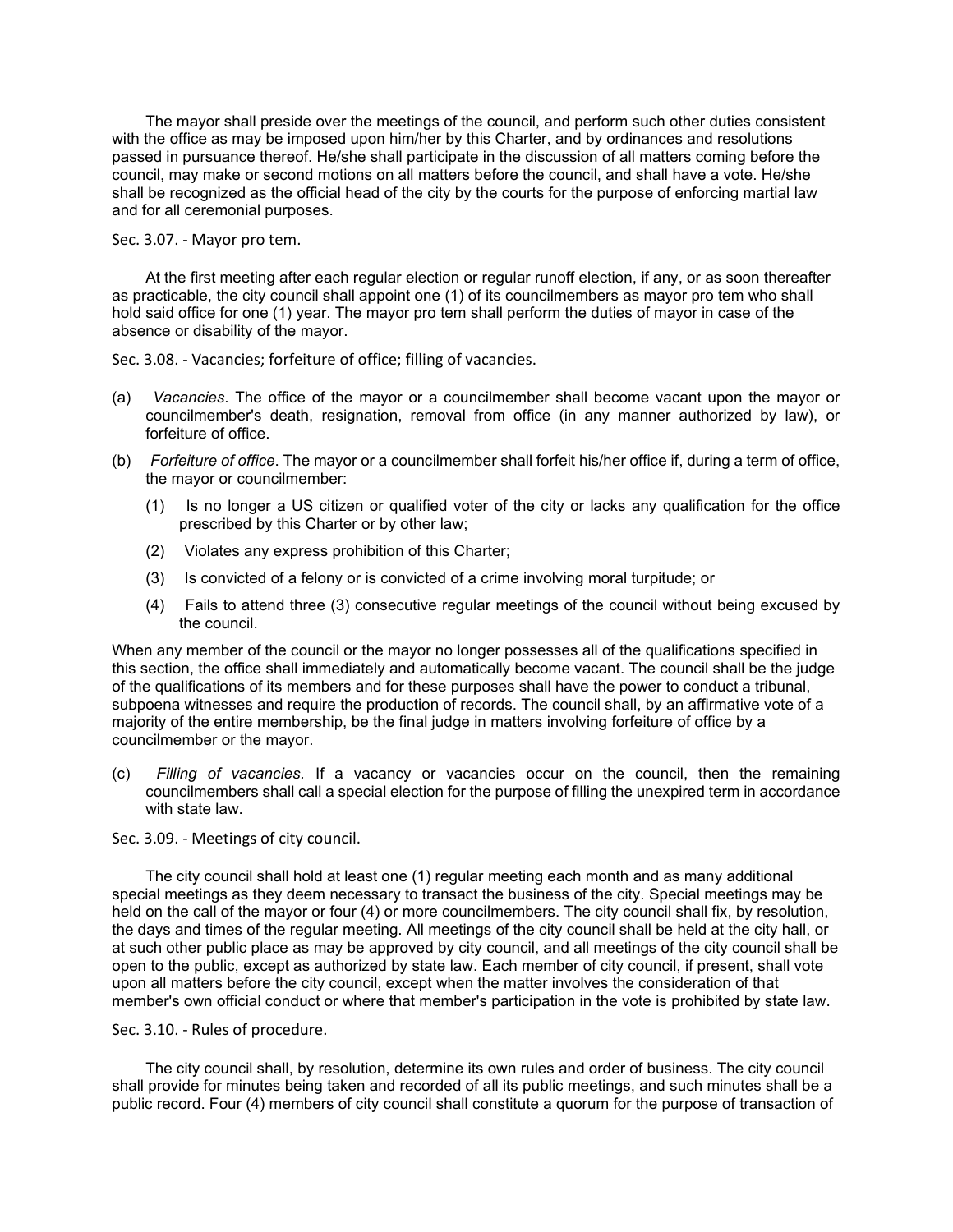The mayor shall preside over the meetings of the council, and perform such other duties consistent with the office as may be imposed upon him/her by this Charter, and by ordinances and resolutions passed in pursuance thereof. He/she shall participate in the discussion of all matters coming before the council, may make or second motions on all matters before the council, and shall have a vote. He/she shall be recognized as the official head of the city by the courts for the purpose of enforcing martial law and for all ceremonial purposes.

Sec. 3.07. - Mayor pro tem.

At the first meeting after each regular election or regular runoff election, if any, or as soon thereafter as practicable, the city council shall appoint one (1) of its councilmembers as mayor pro tem who shall hold said office for one (1) year. The mayor pro tem shall perform the duties of mayor in case of the absence or disability of the mayor.

Sec. 3.08. - Vacancies; forfeiture of office; filling of vacancies.

(a) *Vacancies*. The office of the mayor or a councilmember shall become vacant upon the mayor or councilmember's death, resignation, removal from office (in any manner authorized by law), or forfeiture of office.

(b) *Forfeiture of office*. The mayor or a councilmember shall forfeit his/her office if, during a term of office, the mayor or councilmember:

(1) Is no longer a US citizen or qualified voter of the city or lacks any qualification for the office prescribed by this Charter or by other law;

(2) Violates any express prohibition of this Charter;

(3) Is convicted of a felony or is convicted of a crime involving moral turpitude; or

(4) Fails to attend three (3) consecutive regular meetings of the council without being excused by the council.

When any member of the council or the mayor no longer possesses all of the qualifications specified in this section, the office shall immediately and automatically become vacant. The council shall be the judge of the qualifications of its members and for these purposes shall have the power to conduct a tribunal, subpoena witnesses and require the production of records. The council shall, by an affirmative vote of a majority of the entire membership, be the final judge in matters involving forfeiture of office by a councilmember or the mayor.

(c) *Filling of vacancies.* If a vacancy or vacancies occur on the council, then the remaining councilmembers shall call a special election for the purpose of filling the unexpired term in accordance with state law.

Sec. 3.09. - Meetings of city council.

The city council shall hold at least one (1) regular meeting each month and as many additional special meetings as they deem necessary to transact the business of the city. Special meetings may be held on the call of the mayor or four (4) or more councilmembers. The city council shall fix, by resolution, the days and times of the regular meeting. All meetings of the city council shall be held at the city hall, or at such other public place as may be approved by city council, and all meetings of the city council shall be open to the public, except as authorized by state law. Each member of city council, if present, shall vote upon all matters before the city council, except when the matter involves the consideration of that member's own official conduct or where that member's participation in the vote is prohibited by state law.

Sec. 3.10. - Rules of procedure.

The city council shall, by resolution, determine its own rules and order of business. The city council shall provide for minutes being taken and recorded of all its public meetings, and such minutes shall be a public record. Four (4) members of city council shall constitute a quorum for the purpose of transaction of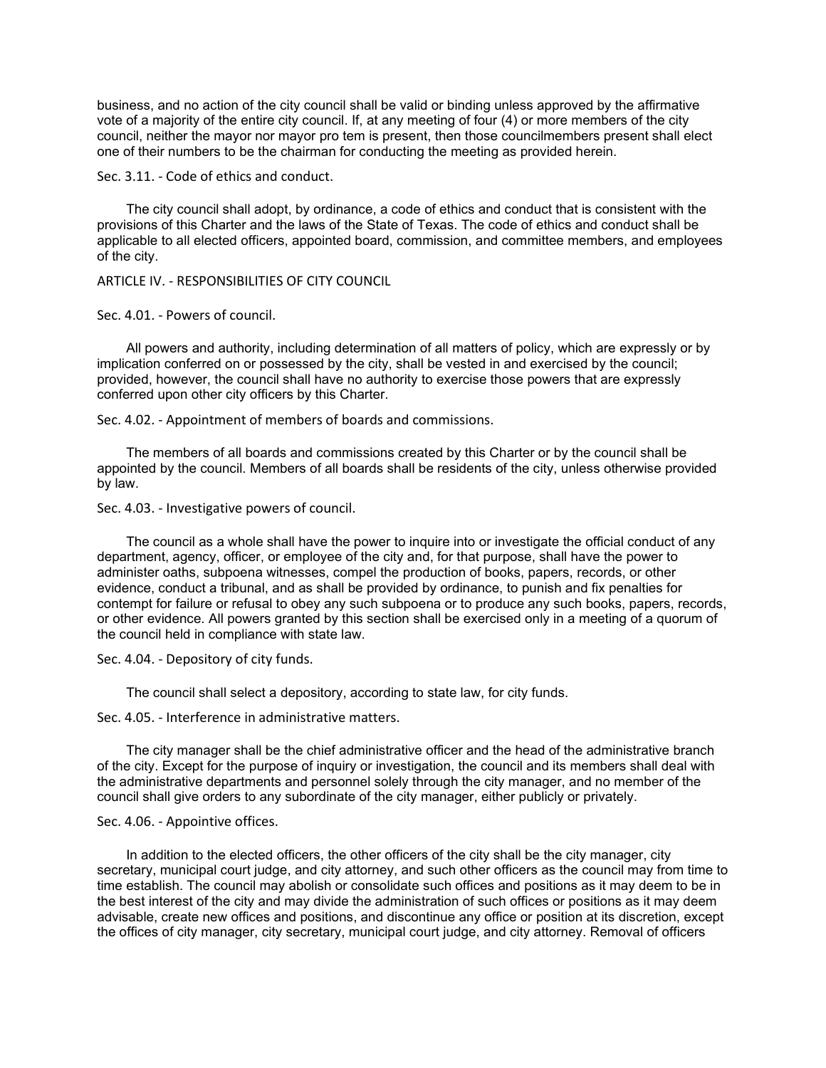business, and no action of the city council shall be valid or binding unless approved by the affirmative vote of a majority of the entire city council. If, at any meeting of four (4) or more members of the city council, neither the mayor nor mayor pro tem is present, then those councilmembers present shall elect one of their numbers to be the chairman for conducting the meeting as provided herein.

### Sec. 3.11. - Code of ethics and conduct.

The city council shall adopt, by ordinance, a code of ethics and conduct that is consistent with the provisions of this Charter and the laws of the State of Texas. The code of ethics and conduct shall be applicable to all elected officers, appointed board, commission, and committee members, and employees of the city.

## ARTICLE IV. - RESPONSIBILITIES OF CITY COUNCIL

### Sec. 4.01. - Powers of council.

All powers and authority, including determination of all matters of policy, which are expressly or by implication conferred on or possessed by the city, shall be vested in and exercised by the council; provided, however, the council shall have no authority to exercise those powers that are expressly conferred upon other city officers by this Charter.

### Sec. 4.02. - Appointment of members of boards and commissions.

The members of all boards and commissions created by this Charter or by the council shall be appointed by the council. Members of all boards shall be residents of the city, unless otherwise provided by law.

### Sec. 4.03. - Investigative powers of council.

The council as a whole shall have the power to inquire into or investigate the official conduct of any department, agency, officer, or employee of the city and, for that purpose, shall have the power to administer oaths, subpoena witnesses, compel the production of books, papers, records, or other evidence, conduct a tribunal, and as shall be provided by ordinance, to punish and fix penalties for contempt for failure or refusal to obey any such subpoena or to produce any such books, papers, records, or other evidence. All powers granted by this section shall be exercised only in a meeting of a quorum of the council held in compliance with state law.

### Sec. 4.04. - Depository of city funds.

The council shall select a depository, according to state law, for city funds.

### Sec. 4.05. - Interference in administrative matters.

The city manager shall be the chief administrative officer and the head of the administrative branch of the city. Except for the purpose of inquiry or investigation, the council and its members shall deal with the administrative departments and personnel solely through the city manager, and no member of the council shall give orders to any subordinate of the city manager, either publicly or privately.

### Sec. 4.06. - Appointive offices.

In addition to the elected officers, the other officers of the city shall be the city manager, city secretary, municipal court judge, and city attorney, and such other officers as the council may from time to time establish. The council may abolish or consolidate such offices and positions as it may deem to be in the best interest of the city and may divide the administration of such offices or positions as it may deem advisable, create new offices and positions, and discontinue any office or position at its discretion, except the offices of city manager, city secretary, municipal court judge, and city attorney. Removal of officers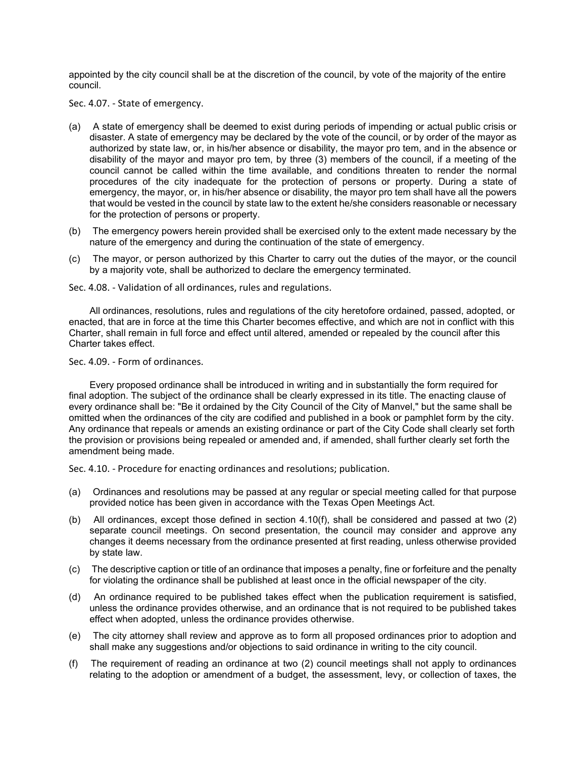appointed by the city council shall be at the discretion of the council, by vote of the majority of the entire council.

### Sec. 4.07. - State of emergency.

(a) A state of emergency shall be deemed to exist during periods of impending or actual public crisis or disaster. A state of emergency may be declared by the vote of the council, or by order of the mayor as authorized by state law, or, in his/her absence or disability, the mayor pro tem, and in the absence or disability of the mayor and mayor pro tem, by three (3) members of the council, if a meeting of the council cannot be called within the time available, and conditions threaten to render the normal procedures of the city inadequate for the protection of persons or property. During a state of emergency, the mayor, or, in his/her absence or disability, the mayor pro tem shall have all the powers that would be vested in the council by state law to the extent he/she considers reasonable or necessary for the protection of persons or property.

(b) The emergency powers herein provided shall be exercised only to the extent made necessary by the nature of the emergency and during the continuation of the state of emergency.

(c) The mayor, or person authorized by this Charter to carry out the duties of the mayor, or the council by a majority vote, shall be authorized to declare the emergency terminated.

### Sec. 4.08. - Validation of all ordinances, rules and regulations.

All ordinances, resolutions, rules and regulations of the city heretofore ordained, passed, adopted, or enacted, that are in force at the time this Charter becomes effective, and which are not in conflict with this Charter, shall remain in full force and effect until altered, amended or repealed by the council after this Charter takes effect.

### Sec. 4.09. - Form of ordinances.

Every proposed ordinance shall be introduced in writing and in substantially the form required for final adoption. The subject of the ordinance shall be clearly expressed in its title. The enacting clause of every ordinance shall be: "Be it ordained by the City Council of the City of Manvel," but the same shall be omitted when the ordinances of the city are codified and published in a book or pamphlet form by the city. Any ordinance that repeals or amends an existing ordinance or part of the City Code shall clearly set forth the provision or provisions being repealed or amended and, if amended, shall further clearly set forth the amendment being made.

### Sec. 4.10. - Procedure for enacting ordinances and resolutions; publication.

(a) Ordinances and resolutions may be passed at any regular or special meeting called for that purpose provided notice has been given in accordance with the Texas Open Meetings Act.

(b) All ordinances, except those defined in section 4.10(f), shall be considered and passed at two (2) separate council meetings. On second presentation, the council may consider and approve any changes it deems necessary from the ordinance presented at first reading, unless otherwise provided by state law.

(c) The descriptive caption or title of an ordinance that imposes a penalty, fine or forfeiture and the penalty for violating the ordinance shall be published at least once in the official newspaper of the city.

(d) An ordinance required to be published takes effect when the publication requirement is satisfied, unless the ordinance provides otherwise, and an ordinance that is not required to be published takes effect when adopted, unless the ordinance provides otherwise.

(e) The city attorney shall review and approve as to form all proposed ordinances prior to adoption and shall make any suggestions and/or objections to said ordinance in writing to the city council.

(f) The requirement of reading an ordinance at two (2) council meetings shall not apply to ordinances relating to the adoption or amendment of a budget, the assessment, levy, or collection of taxes, the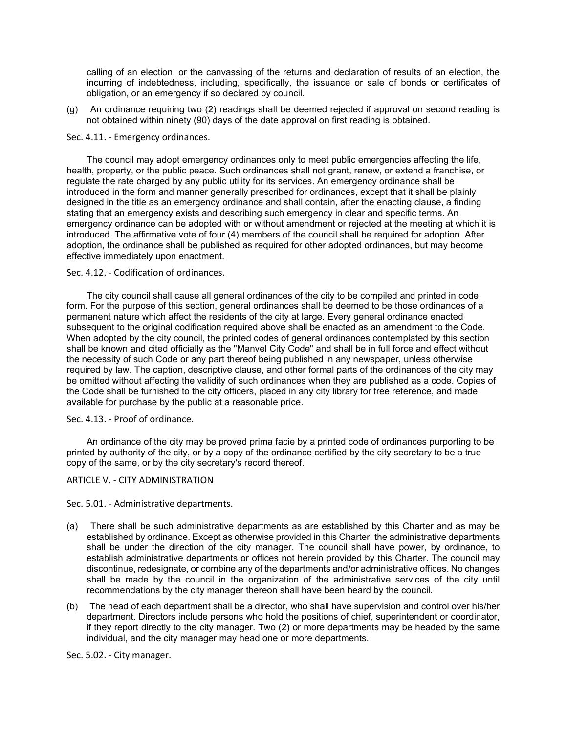calling of an election, or the canvassing of the returns and declaration of results of an election, the incurring of indebtedness, including, specifically, the issuance or sale of bonds or certificates of obligation, or an emergency if so declared by council.

(g) An ordinance requiring two (2) readings shall be deemed rejected if approval on second reading is not obtained within ninety (90) days of the date approval on first reading is obtained.

### Sec. 4.11. - Emergency ordinances.

The council may adopt emergency ordinances only to meet public emergencies affecting the life, health, property, or the public peace. Such ordinances shall not grant, renew, or extend a franchise, or regulate the rate charged by any public utility for its services. An emergency ordinance shall be introduced in the form and manner generally prescribed for ordinances, except that it shall be plainly designed in the title as an emergency ordinance and shall contain, after the enacting clause, a finding stating that an emergency exists and describing such emergency in clear and specific terms. An emergency ordinance can be adopted with or without amendment or rejected at the meeting at which it is introduced. The affirmative vote of four (4) members of the council shall be required for adoption. After adoption, the ordinance shall be published as required for other adopted ordinances, but may become effective immediately upon enactment.

### Sec. 4.12. - Codification of ordinances.

The city council shall cause all general ordinances of the city to be compiled and printed in code form. For the purpose of this section, general ordinances shall be deemed to be those ordinances of a permanent nature which affect the residents of the city at large. Every general ordinance enacted subsequent to the original codification required above shall be enacted as an amendment to the Code. When adopted by the city council, the printed codes of general ordinances contemplated by this section shall be known and cited officially as the "Manvel City Code" and shall be in full force and effect without the necessity of such Code or any part thereof being published in any newspaper, unless otherwise required by law. The caption, descriptive clause, and other formal parts of the ordinances of the city may be omitted without affecting the validity of such ordinances when they are published as a code. Copies of the Code shall be furnished to the city officers, placed in any city library for free reference, and made available for purchase by the public at a reasonable price.

### Sec. 4.13. - Proof of ordinance.

An ordinance of the city may be proved prima facie by a printed code of ordinances purporting to be printed by authority of the city, or by a copy of the ordinance certified by the city secretary to be a true copy of the same, or by the city secretary's record thereof.

## ARTICLE V. - CITY ADMINISTRATION

### Sec. 5.01. - Administrative departments.

(a) There shall be such administrative departments as are established by this Charter and as may be established by ordinance. Except as otherwise provided in this Charter, the administrative departments shall be under the direction of the city manager. The council shall have power, by ordinance, to establish administrative departments or offices not herein provided by this Charter. The council may discontinue, redesignate, or combine any of the departments and/or administrative offices. No changes shall be made by the council in the organization of the administrative services of the city until recommendations by the city manager thereon shall have been heard by the council.

(b) The head of each department shall be a director, who shall have supervision and control over his/her department. Directors include persons who hold the positions of chief, superintendent or coordinator, if they report directly to the city manager. Two (2) or more departments may be headed by the same individual, and the city manager may head one or more departments.

### Sec. 5.02. - City manager.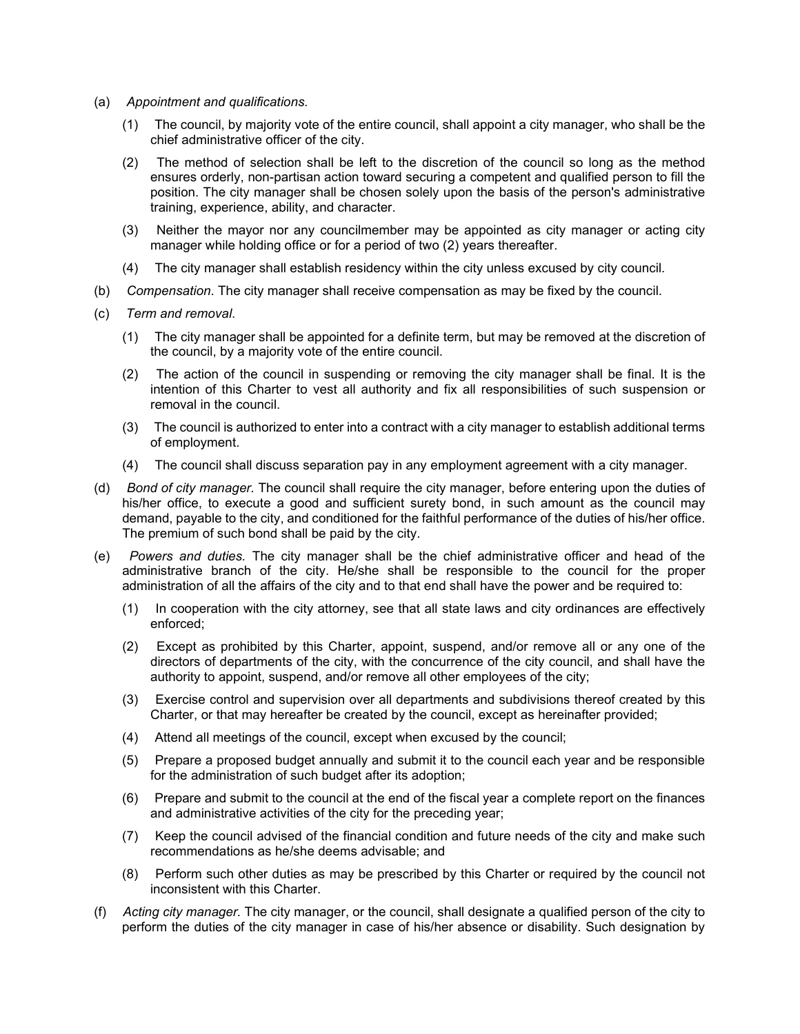(a) *Appointment and qualifications.*

(1) The council, by majority vote of the entire council, shall appoint a city manager, who shall be the chief administrative officer of the city.

(2) The method of selection shall be left to the discretion of the council so long as the method ensures orderly, non-partisan action toward securing a competent and qualified person to fill the position. The city manager shall be chosen solely upon the basis of the person's administrative training, experience, ability, and character.

(3) Neither the mayor nor any councilmember may be appointed as city manager or acting city manager while holding office or for a period of two (2) years thereafter.

(4) The city manager shall establish residency within the city unless excused by city council.

(b) *Compensation.* The city manager shall receive compensation as may be fixed by the council.

(c) *Term and removal*.

(1) The city manager shall be appointed for a definite term, but may be removed at the discretion of the council, by a majority vote of the entire council.

(2) The action of the council in suspending or removing the city manager shall be final. It is the intention of this Charter to vest all authority and fix all responsibilities of such suspension or removal in the council.

(3) The council is authorized to enter into a contract with a city manager to establish additional terms of employment.

(4) The council shall discuss separation pay in any employment agreement with a city manager.

(d) *Bond of city manager.* The council shall require the city manager, before entering upon the duties of his/her office, to execute a good and sufficient surety bond, in such amount as the council may demand, payable to the city, and conditioned for the faithful performance of the duties of his/her office. The premium of such bond shall be paid by the city.

(e) *Powers and duties.* The city manager shall be the chief administrative officer and head of the administrative branch of the city. He/she shall be responsible to the council for the proper administration of all the affairs of the city and to that end shall have the power and be required to:

(1) In cooperation with the city attorney, see that all state laws and city ordinances are effectively enforced;

(2) Except as prohibited by this Charter, appoint, suspend, and/or remove all or any one of the directors of departments of the city, with the concurrence of the city council, and shall have the authority to appoint, suspend, and/or remove all other employees of the city;

(3) Exercise control and supervision over all departments and subdivisions thereof created by this Charter, or that may hereafter be created by the council, except as hereinafter provided;

(4) Attend all meetings of the council, except when excused by the council;

(5) Prepare a proposed budget annually and submit it to the council each year and be responsible for the administration of such budget after its adoption;

(6) Prepare and submit to the council at the end of the fiscal year a complete report on the finances and administrative activities of the city for the preceding year;

(7) Keep the council advised of the financial condition and future needs of the city and make such recommendations as he/she deems advisable; and

(8) Perform such other duties as may be prescribed by this Charter or required by the council not inconsistent with this Charter.

(f) *Acting city manager.* The city manager, or the council, shall designate a qualified person of the city to perform the duties of the city manager in case of his/her absence or disability. Such designation by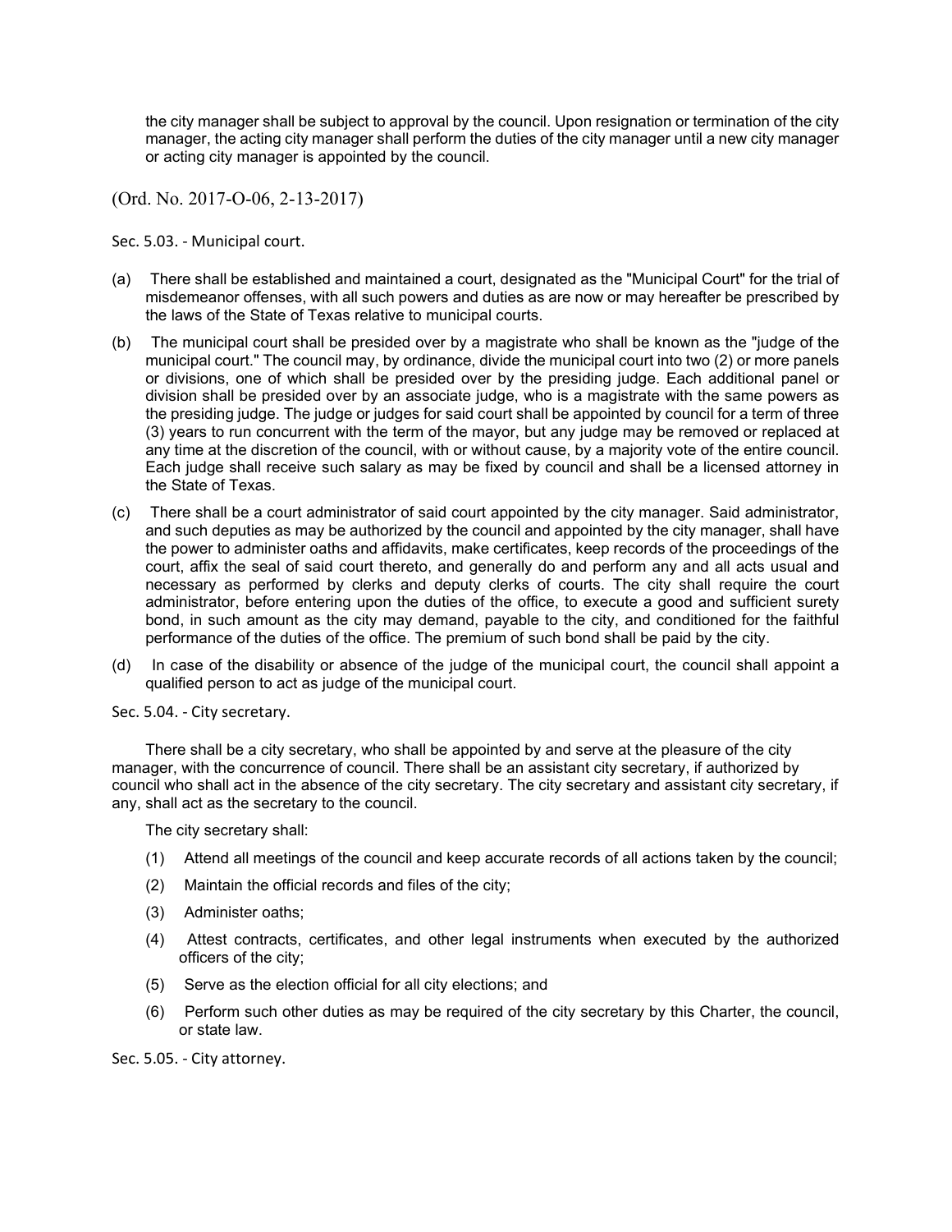the city manager shall be subject to approval by the council. Upon resignation or termination of the city manager, the acting city manager shall perform the duties of the city manager until a new city manager or acting city manager is appointed by the council.

(Ord. No. 2017-O-06, 2-13-2017)

Sec. 5.03. - Municipal court.

(a) There shall be established and maintained a court, designated as the "Municipal Court" for the trial of misdemeanor offenses, with all such powers and duties as are now or may hereafter be prescribed by the laws of the State of Texas relative to municipal courts.

(b) The municipal court shall be presided over by a magistrate who shall be known as the "judge of the municipal court." The council may, by ordinance, divide the municipal court into two (2) or more panels or divisions, one of which shall be presided over by the presiding judge. Each additional panel or division shall be presided over by an associate judge, who is a magistrate with the same powers as the presiding judge. The judge or judges for said court shall be appointed by council for a term of three (3) years to run concurrent with the term of the mayor, but any judge may be removed or replaced at any time at the discretion of the council, with or without cause, by a majority vote of the entire council. Each judge shall receive such salary as may be fixed by council and shall be a licensed attorney in the State of Texas.

(c) There shall be a court administrator of said court appointed by the city manager. Said administrator, and such deputies as may be authorized by the council and appointed by the city manager, shall have the power to administer oaths and affidavits, make certificates, keep records of the proceedings of the court, affix the seal of said court thereto, and generally do and perform any and all acts usual and necessary as performed by clerks and deputy clerks of courts. The city shall require the court administrator, before entering upon the duties of the office, to execute a good and sufficient surety bond, in such amount as the city may demand, payable to the city, and conditioned for the faithful performance of the duties of the office. The premium of such bond shall be paid by the city.

(d) In case of the disability or absence of the judge of the municipal court, the council shall appoint a qualified person to act as judge of the municipal court.

Sec. 5.04. - City secretary.

There shall be a city secretary, who shall be appointed by and serve at the pleasure of the city manager, with the concurrence of council. There shall be an assistant city secretary, if authorized by council who shall act in the absence of the city secretary. The city secretary and assistant city secretary, if any, shall act as the secretary to the council.

The city secretary shall:

(1) Attend all meetings of the council and keep accurate records of all actions taken by the council;

(2) Maintain the official records and files of the city;

(3) Administer oaths;

(4) Attest contracts, certificates, and other legal instruments when executed by the authorized officers of the city;

(5) Serve as the election official for all city elections; and

(6) Perform such other duties as may be required of the city secretary by this Charter, the council, or state law.

Sec. 5.05. - City attorney.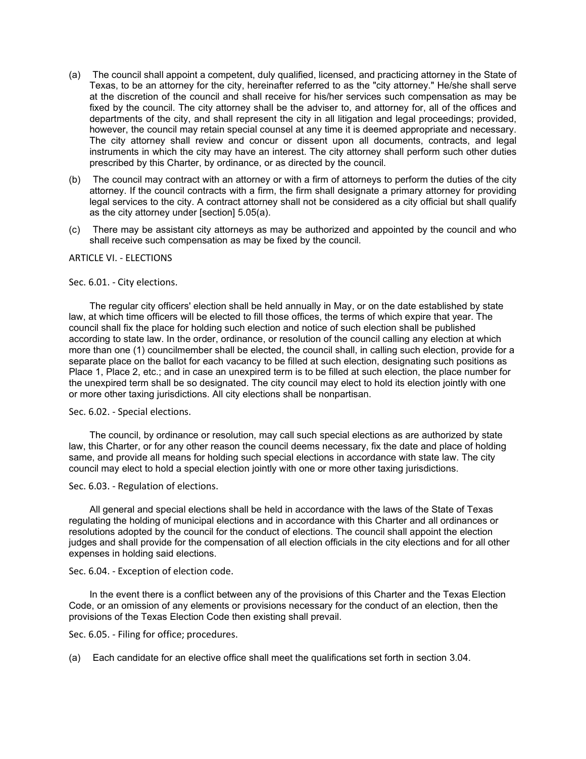(a) The council shall appoint a competent, duly qualified, licensed, and practicing attorney in the State of Texas, to be an attorney for the city, hereinafter referred to as the "city attorney." He/she shall serve at the discretion of the council and shall receive for his/her services such compensation as may be fixed by the council. The city attorney shall be the adviser to, and attorney for, all of the offices and departments of the city, and shall represent the city in all litigation and legal proceedings; provided, however, the council may retain special counsel at any time it is deemed appropriate and necessary. The city attorney shall review and concur or dissent upon all documents, contracts, and legal instruments in which the city may have an interest. The city attorney shall perform such other duties prescribed by this Charter, by ordinance, or as directed by the council.

(b) The council may contract with an attorney or with a firm of attorneys to perform the duties of the city attorney. If the council contracts with a firm, the firm shall designate a primary attorney for providing legal services to the city. A contract attorney shall not be considered as a city official but shall qualify as the city attorney under [section] 5.05(a).

(c) There may be assistant city attorneys as may be authorized and appointed by the council and who shall receive such compensation as may be fixed by the council.

## ARTICLE VI. - ELECTIONS

### Sec. 6.01. - City elections.

The regular city officers' election shall be held annually in May, or on the date established by state law, at which time officers will be elected to fill those offices, the terms of which expire that year. The council shall fix the place for holding such election and notice of such election shall be published according to state law. In the order, ordinance, or resolution of the council calling any election at which more than one (1) councilmember shall be elected, the council shall, in calling such election, provide for a separate place on the ballot for each vacancy to be filled at such election, designating such positions as Place 1, Place 2, etc.; and in case an unexpired term is to be filled at such election, the place number for the unexpired term shall be so designated. The city council may elect to hold its election jointly with one or more other taxing jurisdictions. All city elections shall be nonpartisan.

### Sec. 6.02. - Special elections.

The council, by ordinance or resolution, may call such special elections as are authorized by state law, this Charter, or for any other reason the council deems necessary, fix the date and place of holding same, and provide all means for holding such special elections in accordance with state law. The city council may elect to hold a special election jointly with one or more other taxing jurisdictions.

### Sec. 6.03. - Regulation of elections.

All general and special elections shall be held in accordance with the laws of the State of Texas regulating the holding of municipal elections and in accordance with this Charter and all ordinances or resolutions adopted by the council for the conduct of elections. The council shall appoint the election judges and shall provide for the compensation of all election officials in the city elections and for all other expenses in holding said elections.

### Sec. 6.04. - Exception of election code.

In the event there is a conflict between any of the provisions of this Charter and the Texas Election Code, or an omission of any elements or provisions necessary for the conduct of an election, then the provisions of the Texas Election Code then existing shall prevail.

### Sec. 6.05. - Filing for office; procedures.

(a) Each candidate for an elective office shall meet the qualifications set forth in section 3.04.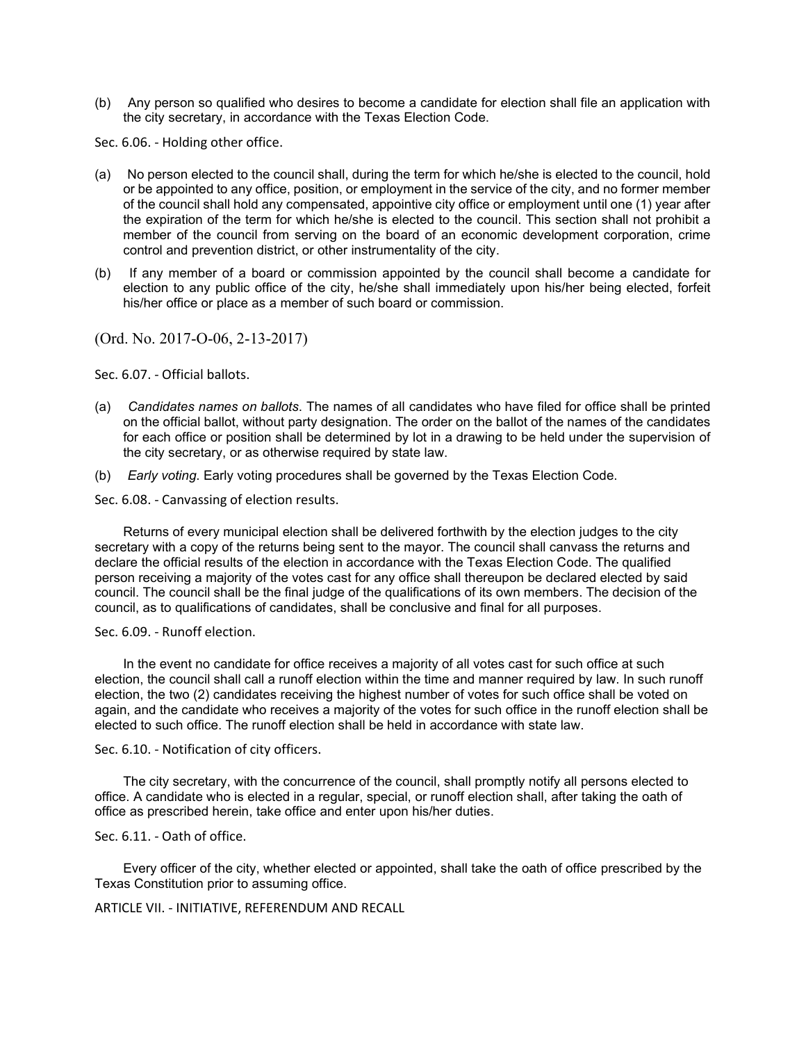(b) Any person so qualified who desires to become a candidate for election shall file an application with the city secretary, in accordance with the Texas Election Code.

### Sec. 6.06. - Holding other office.

(a) No person elected to the council shall, during the term for which he/she is elected to the council, hold or be appointed to any office, position, or employment in the service of the city, and no former member of the council shall hold any compensated, appointive city office or employment until one (1) year after the expiration of the term for which he/she is elected to the council. This section shall not prohibit a member of the council from serving on the board of an economic development corporation, crime control and prevention district, or other instrumentality of the city.

(b) If any member of a board or commission appointed by the council shall become a candidate for election to any public office of the city, he/she shall immediately upon his/her being elected, forfeit his/her office or place as a member of such board or commission.

(Ord. No. 2017-O-06, 2-13-2017)

### Sec. 6.07. - Official ballots.

(a) *Candidates names on ballots*. The names of all candidates who have filed for office shall be printed on the official ballot, without party designation. The order on the ballot of the names of the candidates for each office or position shall be determined by lot in a drawing to be held under the supervision of the city secretary, or as otherwise required by state law.

(b) *Early voting*. Early voting procedures shall be governed by the Texas Election Code.

### Sec. 6.08. - Canvassing of election results.

Returns of every municipal election shall be delivered forthwith by the election judges to the city secretary with a copy of the returns being sent to the mayor. The council shall canvass the returns and declare the official results of the election in accordance with the Texas Election Code. The qualified person receiving a majority of the votes cast for any office shall thereupon be declared elected by said council. The council shall be the final judge of the qualifications of its own members. The decision of the council, as to qualifications of candidates, shall be conclusive and final for all purposes.

### Sec. 6.09. - Runoff election.

In the event no candidate for office receives a majority of all votes cast for such office at such election, the council shall call a runoff election within the time and manner required by law. In such runoff election, the two (2) candidates receiving the highest number of votes for such office shall be voted on again, and the candidate who receives a majority of the votes for such office in the runoff election shall be elected to such office. The runoff election shall be held in accordance with state law.

### Sec. 6.10. - Notification of city officers.

The city secretary, with the concurrence of the council, shall promptly notify all persons elected to office. A candidate who is elected in a regular, special, or runoff election shall, after taking the oath of office as prescribed herein, take office and enter upon his/her duties.

### Sec. 6.11. - Oath of office.

Every officer of the city, whether elected or appointed, shall take the oath of office prescribed by the Texas Constitution prior to assuming office.

## ARTICLE VII. - INITIATIVE, REFERENDUM AND RECALL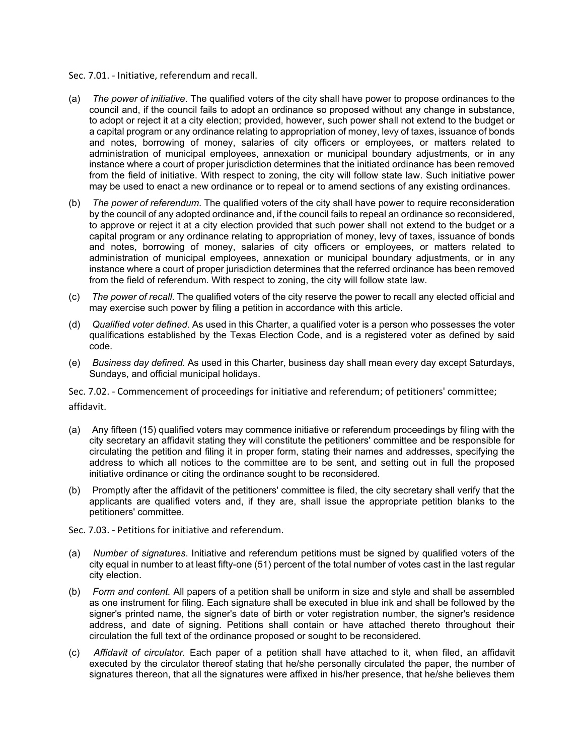## Sec. 7.01. - Initiative, referendum and recall.

(a) *The power of initiative*. The qualified voters of the city shall have power to propose ordinances to the council and, if the council fails to adopt an ordinance so proposed without any change in substance, to adopt or reject it at a city election; provided, however, such power shall not extend to the budget or a capital program or any ordinance relating to appropriation of money, levy of taxes, issuance of bonds and notes, borrowing of money, salaries of city officers or employees, or matters related to administration of municipal employees, annexation or municipal boundary adjustments, or in any instance where a court of proper jurisdiction determines that the initiated ordinance has been removed from the field of initiative. With respect to zoning, the city will follow state law. Such initiative power may be used to enact a new ordinance or to repeal or to amend sections of any existing ordinances.

(b) *The power of referendum*. The qualified voters of the city shall have power to require reconsideration by the council of any adopted ordinance and, if the council fails to repeal an ordinance so reconsidered, to approve or reject it at a city election provided that such power shall not extend to the budget or a capital program or any ordinance relating to appropriation of money, levy of taxes, issuance of bonds and notes, borrowing of money, salaries of city officers or employees, or matters related to administration of municipal employees, annexation or municipal boundary adjustments, or in any instance where a court of proper jurisdiction determines that the referred ordinance has been removed from the field of referendum. With respect to zoning, the city will follow state law.

(c) *The power of recall*. The qualified voters of the city reserve the power to recall any elected official and may exercise such power by filing a petition in accordance with this article.

(d) *Qualified voter defined*. As used in this Charter, a qualified voter is a person who possesses the voter qualifications established by the Texas Election Code, and is a registered voter as defined by said code.

(e) *Business day defined*. As used in this Charter, business day shall mean every day except Saturdays, Sundays, and official municipal holidays.

## Sec. 7.02. - Commencement of proceedings for initiative and referendum; of petitioners' committee; affidavit.

(a) Any fifteen (15) qualified voters may commence initiative or referendum proceedings by filing with the city secretary an affidavit stating they will constitute the petitioners' committee and be responsible for circulating the petition and filing it in proper form, stating their names and addresses, specifying the address to which all notices to the committee are to be sent, and setting out in full the proposed initiative ordinance or citing the ordinance sought to be reconsidered.

(b) Promptly after the affidavit of the petitioners' committee is filed, the city secretary shall verify that the applicants are qualified voters and, if they are, shall issue the appropriate petition blanks to the petitioners' committee.

## Sec. 7.03. - Petitions for initiative and referendum.

(a) *Number of signatures*. Initiative and referendum petitions must be signed by qualified voters of the city equal in number to at least fifty-one (51) percent of the total number of votes cast in the last regular city election.

(b) *Form and content.* All papers of a petition shall be uniform in size and style and shall be assembled as one instrument for filing. Each signature shall be executed in blue ink and shall be followed by the signer's printed name, the signer's date of birth or voter registration number, the signer's residence address, and date of signing. Petitions shall contain or have attached thereto throughout their circulation the full text of the ordinance proposed or sought to be reconsidered.

(c) *Affidavit of circulator*. Each paper of a petition shall have attached to it, when filed, an affidavit executed by the circulator thereof stating that he/she personally circulated the paper, the number of signatures thereon, that all the signatures were affixed in his/her presence, that he/she believes them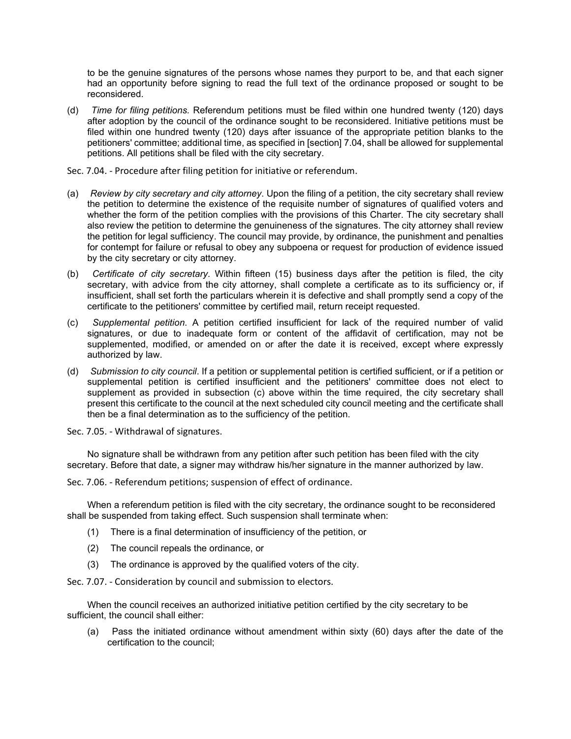to be the genuine signatures of the persons whose names they purport to be, and that each signer had an opportunity before signing to read the full text of the ordinance proposed or sought to be reconsidered.

(d) *Time for filing petitions.* Referendum petitions must be filed within one hundred twenty (120) days after adoption by the council of the ordinance sought to be reconsidered. Initiative petitions must be filed within one hundred twenty (120) days after issuance of the appropriate petition blanks to the petitioners' committee; additional time, as specified in [section] 7.04, shall be allowed for supplemental petitions. All petitions shall be filed with the city secretary.

Sec. 7.04. - Procedure after filing petition for initiative or referendum.

(a) *Review by city secretary and city attorney*. Upon the filing of a petition, the city secretary shall review the petition to determine the existence of the requisite number of signatures of qualified voters and whether the form of the petition complies with the provisions of this Charter. The city secretary shall also review the petition to determine the genuineness of the signatures. The city attorney shall review the petition for legal sufficiency. The council may provide, by ordinance, the punishment and penalties for contempt for failure or refusal to obey any subpoena or request for production of evidence issued by the city secretary or city attorney.

(b) *Certificate of city secretary.* Within fifteen (15) business days after the petition is filed, the city secretary, with advice from the city attorney, shall complete a certificate as to its sufficiency or, if insufficient, shall set forth the particulars wherein it is defective and shall promptly send a copy of the certificate to the petitioners' committee by certified mail, return receipt requested.

(c) *Supplemental petition.* A petition certified insufficient for lack of the required number of valid signatures, or due to inadequate form or content of the affidavit of certification, may not be supplemented, modified, or amended on or after the date it is received, except where expressly authorized by law.

(d) *Submission to city council*. If a petition or supplemental petition is certified sufficient, or if a petition or supplemental petition is certified insufficient and the petitioners' committee does not elect to supplement as provided in subsection (c) above within the time required, the city secretary shall present this certificate to the council at the next scheduled city council meeting and the certificate shall then be a final determination as to the sufficiency of the petition.

Sec. 7.05. - Withdrawal of signatures.

No signature shall be withdrawn from any petition after such petition has been filed with the city secretary. Before that date, a signer may withdraw his/her signature in the manner authorized by law.

Sec. 7.06. - Referendum petitions; suspension of effect of ordinance.

When a referendum petition is filed with the city secretary, the ordinance sought to be reconsidered shall be suspended from taking effect. Such suspension shall terminate when:

(1) There is a final determination of insufficiency of the petition, or

(2) The council repeals the ordinance, or

(3) The ordinance is approved by the qualified voters of the city.

Sec. 7.07. - Consideration by council and submission to electors.

When the council receives an authorized initiative petition certified by the city secretary to be sufficient, the council shall either:

(a) Pass the initiated ordinance without amendment within sixty (60) days after the date of the certification to the council;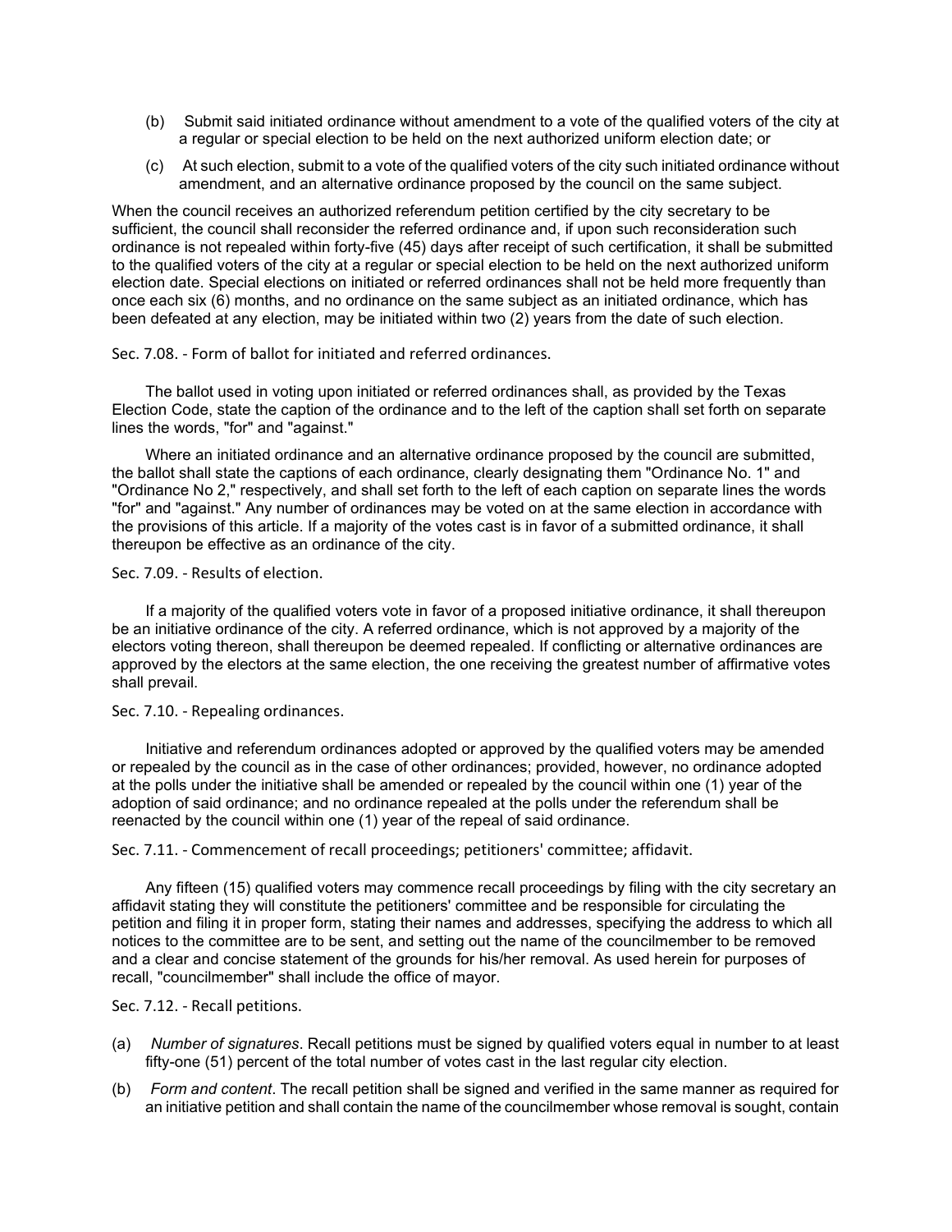(b) Submit said initiated ordinance without amendment to a vote of the qualified voters of the city at a regular or special election to be held on the next authorized uniform election date; or

(c) At such election, submit to a vote of the qualified voters of the city such initiated ordinance without amendment, and an alternative ordinance proposed by the council on the same subject.

When the council receives an authorized referendum petition certified by the city secretary to be sufficient, the council shall reconsider the referred ordinance and, if upon such reconsideration such ordinance is not repealed within forty-five (45) days after receipt of such certification, it shall be submitted to the qualified voters of the city at a regular or special election to be held on the next authorized uniform election date. Special elections on initiated or referred ordinances shall not be held more frequently than once each six (6) months, and no ordinance on the same subject as an initiated ordinance, which has been defeated at any election, may be initiated within two (2) years from the date of such election.

### Sec. 7.08. - Form of ballot for initiated and referred ordinances.

The ballot used in voting upon initiated or referred ordinances shall, as provided by the Texas Election Code, state the caption of the ordinance and to the left of the caption shall set forth on separate lines the words, "for" and "against."

Where an initiated ordinance and an alternative ordinance proposed by the council are submitted, the ballot shall state the captions of each ordinance, clearly designating them "Ordinance No. 1" and "Ordinance No 2," respectively, and shall set forth to the left of each caption on separate lines the words "for" and "against." Any number of ordinances may be voted on at the same election in accordance with the provisions of this article. If a majority of the votes cast is in favor of a submitted ordinance, it shall thereupon be effective as an ordinance of the city.

### Sec. 7.09. - Results of election.

If a majority of the qualified voters vote in favor of a proposed initiative ordinance, it shall thereupon be an initiative ordinance of the city. A referred ordinance, which is not approved by a majority of the electors voting thereon, shall thereupon be deemed repealed. If conflicting or alternative ordinances are approved by the electors at the same election, the one receiving the greatest number of affirmative votes shall prevail.

### Sec. 7.10. - Repealing ordinances.

Initiative and referendum ordinances adopted or approved by the qualified voters may be amended or repealed by the council as in the case of other ordinances; provided, however, no ordinance adopted at the polls under the initiative shall be amended or repealed by the council within one (1) year of the adoption of said ordinance; and no ordinance repealed at the polls under the referendum shall be reenacted by the council within one (1) year of the repeal of said ordinance.

### Sec. 7.11. - Commencement of recall proceedings; petitioners' committee; affidavit.

Any fifteen (15) qualified voters may commence recall proceedings by filing with the city secretary an affidavit stating they will constitute the petitioners' committee and be responsible for circulating the petition and filing it in proper form, stating their names and addresses, specifying the address to which all notices to the committee are to be sent, and setting out the name of the councilmember to be removed and a clear and concise statement of the grounds for his/her removal. As used herein for purposes of recall, "councilmember" shall include the office of mayor.

### Sec. 7.12. - Recall petitions.

(a) *Number of signatures*. Recall petitions must be signed by qualified voters equal in number to at least fifty-one (51) percent of the total number of votes cast in the last regular city election.

(b) *Form and content*. The recall petition shall be signed and verified in the same manner as required for an initiative petition and shall contain the name of the councilmember whose removal is sought, contain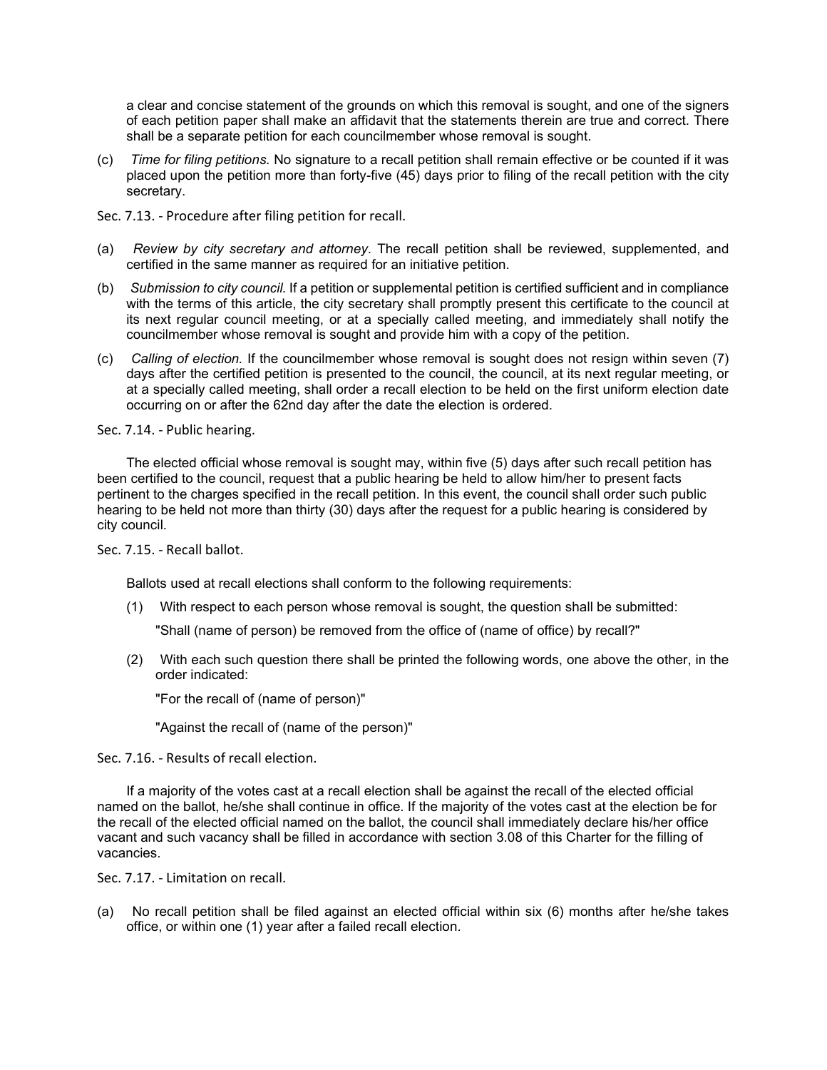a clear and concise statement of the grounds on which this removal is sought, and one of the signers of each petition paper shall make an affidavit that the statements therein are true and correct. There shall be a separate petition for each councilmember whose removal is sought.

(c) *Time for filing petitions.* No signature to a recall petition shall remain effective or be counted if it was placed upon the petition more than forty-five (45) days prior to filing of the recall petition with the city secretary.

### Sec. 7.13. - Procedure after filing petition for recall.

(a) *Review by city secretary and attorney*. The recall petition shall be reviewed, supplemented, and certified in the same manner as required for an initiative petition.

(b) *Submission to city council.* If a petition or supplemental petition is certified sufficient and in compliance with the terms of this article, the city secretary shall promptly present this certificate to the council at its next regular council meeting, or at a specially called meeting, and immediately shall notify the councilmember whose removal is sought and provide him with a copy of the petition.

(c) *Calling of election.* If the councilmember whose removal is sought does not resign within seven (7) days after the certified petition is presented to the council, the council, at its next regular meeting, or at a specially called meeting, shall order a recall election to be held on the first uniform election date occurring on or after the 62nd day after the date the election is ordered.

### Sec. 7.14. - Public hearing.

The elected official whose removal is sought may, within five (5) days after such recall petition has been certified to the council, request that a public hearing be held to allow him/her to present facts pertinent to the charges specified in the recall petition. In this event, the council shall order such public hearing to be held not more than thirty (30) days after the request for a public hearing is considered by city council.

### Sec. 7.15. - Recall ballot.

Ballots used at recall elections shall conform to the following requirements:

(1) With respect to each person whose removal is sought, the question shall be submitted:

"Shall (name of person) be removed from the office of (name of office) by recall?"

(2) With each such question there shall be printed the following words, one above the other, in the order indicated:

"For the recall of (name of person)"

"Against the recall of (name of the person)"

### Sec. 7.16. - Results of recall election.

If a majority of the votes cast at a recall election shall be against the recall of the elected official named on the ballot, he/she shall continue in office. If the majority of the votes cast at the election be for the recall of the elected official named on the ballot, the council shall immediately declare his/her office vacant and such vacancy shall be filled in accordance with section 3.08 of this Charter for the filling of vacancies.

### Sec. 7.17. - Limitation on recall.

(a) No recall petition shall be filed against an elected official within six (6) months after he/she takes office, or within one (1) year after a failed recall election.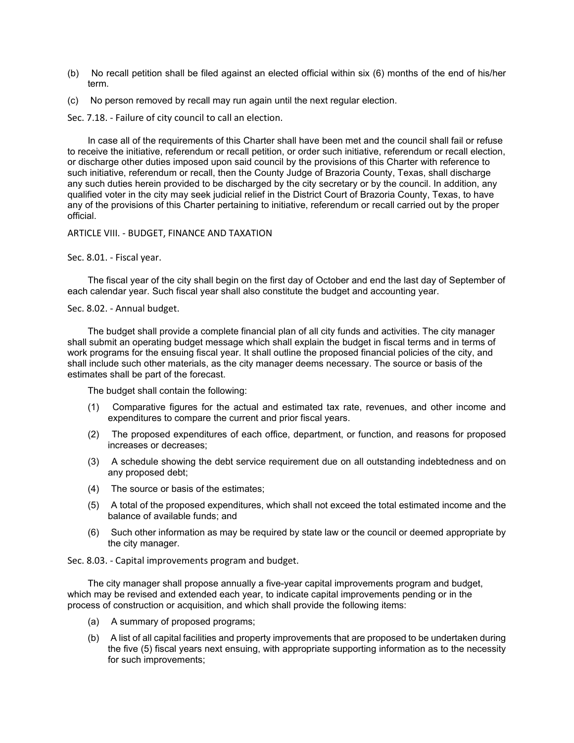(b) No recall petition shall be filed against an elected official within six (6) months of the end of his/her term.

(c) No person removed by recall may run again until the next regular election.

### Sec. 7.18. - Failure of city council to call an election.

In case all of the requirements of this Charter shall have been met and the council shall fail or refuse to receive the initiative, referendum or recall petition, or order such initiative, referendum or recall election, or discharge other duties imposed upon said council by the provisions of this Charter with reference to such initiative, referendum or recall, then the County Judge of Brazoria County, Texas, shall discharge any such duties herein provided to be discharged by the city secretary or by the council. In addition, any qualified voter in the city may seek judicial relief in the District Court of Brazoria County, Texas, to have any of the provisions of this Charter pertaining to initiative, referendum or recall carried out by the proper official.

## ARTICLE VIII. - BUDGET, FINANCE AND TAXATION

### Sec. 8.01. - Fiscal year.

The fiscal year of the city shall begin on the first day of October and end the last day of September of each calendar year. Such fiscal year shall also constitute the budget and accounting year.

### Sec. 8.02. - Annual budget.

The budget shall provide a complete financial plan of all city funds and activities. The city manager shall submit an operating budget message which shall explain the budget in fiscal terms and in terms of work programs for the ensuing fiscal year. It shall outline the proposed financial policies of the city, and shall include such other materials, as the city manager deems necessary. The source or basis of the estimates shall be part of the forecast.

The budget shall contain the following:

(1) Comparative figures for the actual and estimated tax rate, revenues, and other income and expenditures to compare the current and prior fiscal years.

(2) The proposed expenditures of each office, department, or function, and reasons for proposed increases or decreases;

(3) A schedule showing the debt service requirement due on all outstanding indebtedness and on any proposed debt;

(4) The source or basis of the estimates;

(5) A total of the proposed expenditures, which shall not exceed the total estimated income and the balance of available funds; and

(6) Such other information as may be required by state law or the council or deemed appropriate by the city manager.

### Sec. 8.03. - Capital improvements program and budget.

The city manager shall propose annually a five-year capital improvements program and budget, which may be revised and extended each year, to indicate capital improvements pending or in the process of construction or acquisition, and which shall provide the following items:

(a) A summary of proposed programs;

(b) A list of all capital facilities and property improvements that are proposed to be undertaken during the five (5) fiscal years next ensuing, with appropriate supporting information as to the necessity for such improvements;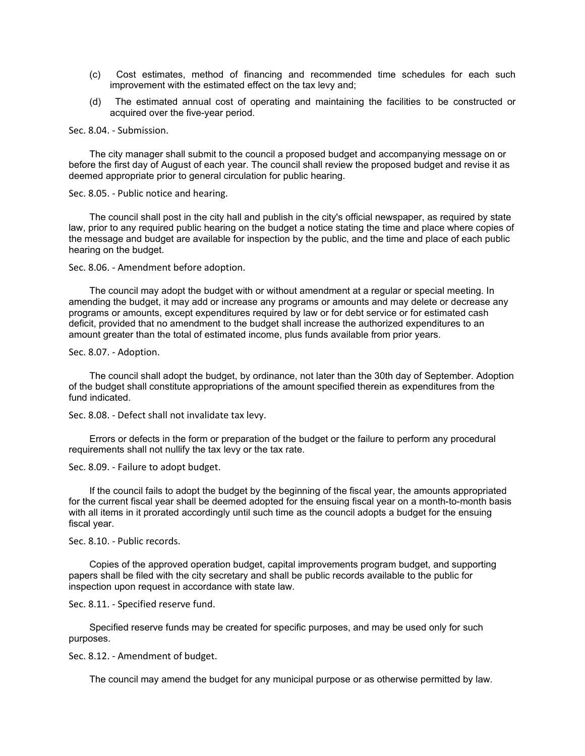(c) Cost estimates, method of financing and recommended time schedules for each such improvement with the estimated effect on the tax levy and;

(d) The estimated annual cost of operating and maintaining the facilities to be constructed or acquired over the five-year period.

### Sec. 8.04. - Submission.

The city manager shall submit to the council a proposed budget and accompanying message on or before the first day of August of each year. The council shall review the proposed budget and revise it as deemed appropriate prior to general circulation for public hearing.

### Sec. 8.05. - Public notice and hearing.

The council shall post in the city hall and publish in the city's official newspaper, as required by state law, prior to any required public hearing on the budget a notice stating the time and place where copies of the message and budget are available for inspection by the public, and the time and place of each public hearing on the budget.

### Sec. 8.06. - Amendment before adoption.

The council may adopt the budget with or without amendment at a regular or special meeting. In amending the budget, it may add or increase any programs or amounts and may delete or decrease any programs or amounts, except expenditures required by law or for debt service or for estimated cash deficit, provided that no amendment to the budget shall increase the authorized expenditures to an amount greater than the total of estimated income, plus funds available from prior years.

### Sec. 8.07. - Adoption.

The council shall adopt the budget, by ordinance, not later than the 30th day of September. Adoption of the budget shall constitute appropriations of the amount specified therein as expenditures from the fund indicated.

### Sec. 8.08. - Defect shall not invalidate tax levy.

Errors or defects in the form or preparation of the budget or the failure to perform any procedural requirements shall not nullify the tax levy or the tax rate.

### Sec. 8.09. - Failure to adopt budget.

If the council fails to adopt the budget by the beginning of the fiscal year, the amounts appropriated for the current fiscal year shall be deemed adopted for the ensuing fiscal year on a month-to-month basis with all items in it prorated accordingly until such time as the council adopts a budget for the ensuing fiscal year.

### Sec. 8.10. - Public records.

Copies of the approved operation budget, capital improvements program budget, and supporting papers shall be filed with the city secretary and shall be public records available to the public for inspection upon request in accordance with state law.

### Sec. 8.11. - Specified reserve fund.

Specified reserve funds may be created for specific purposes, and may be used only for such purposes.

### Sec. 8.12. - Amendment of budget.

The council may amend the budget for any municipal purpose or as otherwise permitted by law.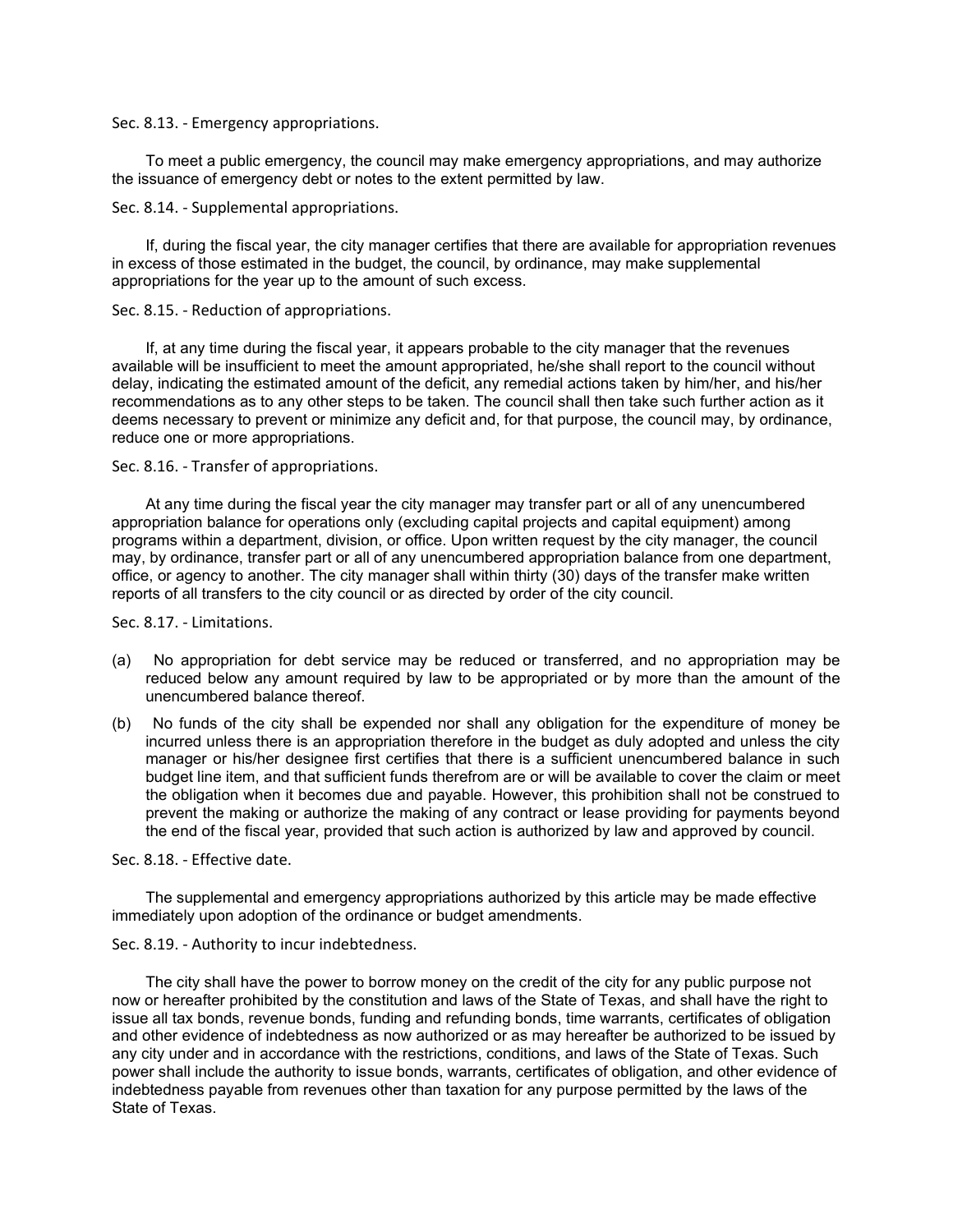### Sec. 8.13. - Emergency appropriations.

To meet a public emergency, the council may make emergency appropriations, and may authorize the issuance of emergency debt or notes to the extent permitted by law.

### Sec. 8.14. - Supplemental appropriations.

If, during the fiscal year, the city manager certifies that there are available for appropriation revenues in excess of those estimated in the budget, the council, by ordinance, may make supplemental appropriations for the year up to the amount of such excess.

### Sec. 8.15. - Reduction of appropriations.

If, at any time during the fiscal year, it appears probable to the city manager that the revenues available will be insufficient to meet the amount appropriated, he/she shall report to the council without delay, indicating the estimated amount of the deficit, any remedial actions taken by him/her, and his/her recommendations as to any other steps to be taken. The council shall then take such further action as it deems necessary to prevent or minimize any deficit and, for that purpose, the council may, by ordinance, reduce one or more appropriations.

### Sec. 8.16. - Transfer of appropriations.

At any time during the fiscal year the city manager may transfer part or all of any unencumbered appropriation balance for operations only (excluding capital projects and capital equipment) among programs within a department, division, or office. Upon written request by the city manager, the council may, by ordinance, transfer part or all of any unencumbered appropriation balance from one department, office, or agency to another. The city manager shall within thirty (30) days of the transfer make written reports of all transfers to the city council or as directed by order of the city council.

### Sec. 8.17. - Limitations.

(a) No appropriation for debt service may be reduced or transferred, and no appropriation may be reduced below any amount required by law to be appropriated or by more than the amount of the unencumbered balance thereof.

(b) No funds of the city shall be expended nor shall any obligation for the expenditure of money be incurred unless there is an appropriation therefore in the budget as duly adopted and unless the city manager or his/her designee first certifies that there is a sufficient unencumbered balance in such budget line item, and that sufficient funds therefrom are or will be available to cover the claim or meet the obligation when it becomes due and payable. However, this prohibition shall not be construed to prevent the making or authorize the making of any contract or lease providing for payments beyond the end of the fiscal year, provided that such action is authorized by law and approved by council.

### Sec. 8.18. - Effective date.

The supplemental and emergency appropriations authorized by this article may be made effective immediately upon adoption of the ordinance or budget amendments.

### Sec. 8.19. - Authority to incur indebtedness.

The city shall have the power to borrow money on the credit of the city for any public purpose not now or hereafter prohibited by the constitution and laws of the State of Texas, and shall have the right to issue all tax bonds, revenue bonds, funding and refunding bonds, time warrants, certificates of obligation and other evidence of indebtedness as now authorized or as may hereafter be authorized to be issued by any city under and in accordance with the restrictions, conditions, and laws of the State of Texas. Such power shall include the authority to issue bonds, warrants, certificates of obligation, and other evidence of indebtedness payable from revenues other than taxation for any purpose permitted by the laws of the State of Texas.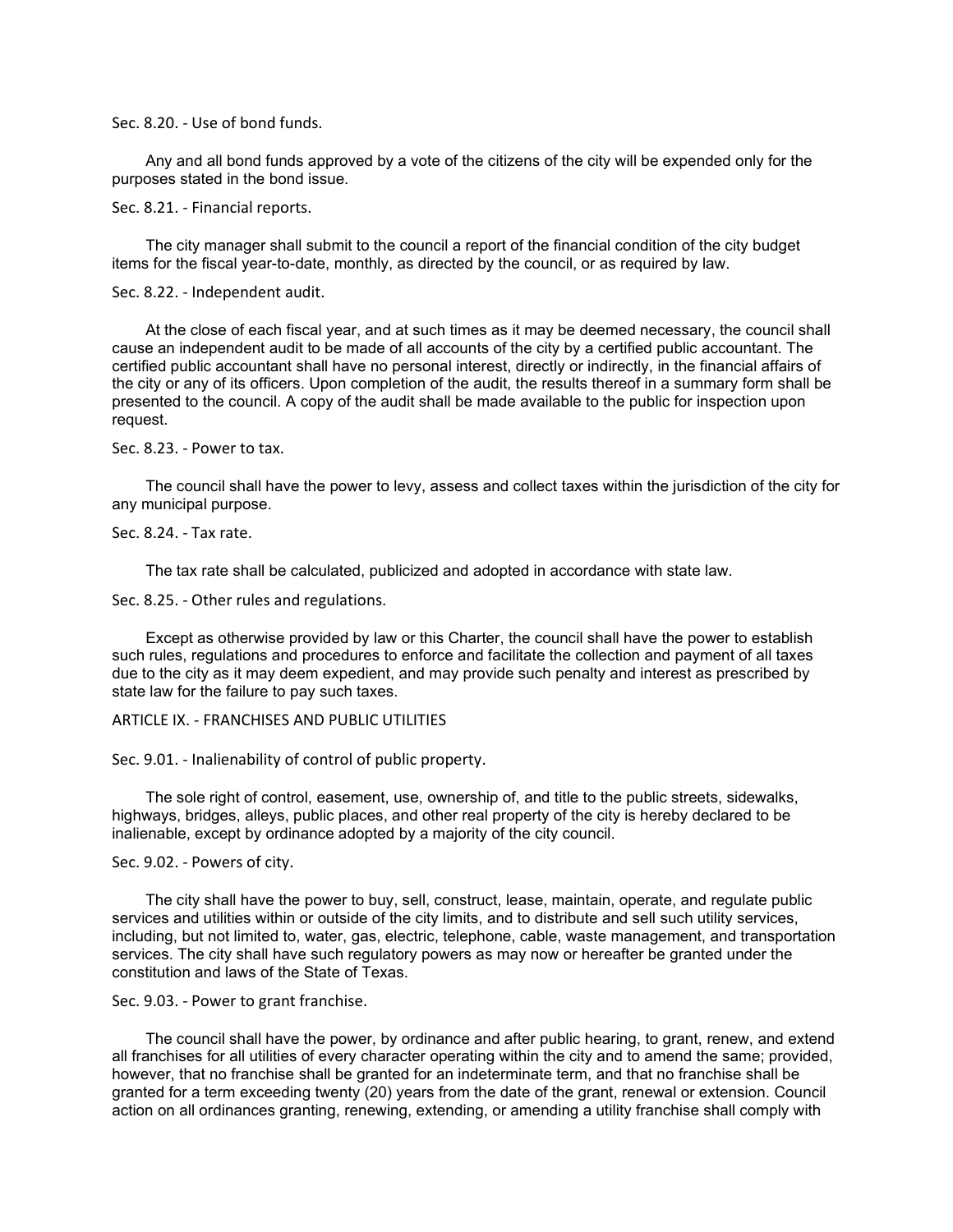### Sec. 8.20. - Use of bond funds.

Any and all bond funds approved by a vote of the citizens of the city will be expended only for the purposes stated in the bond issue.

### Sec. 8.21. - Financial reports.

The city manager shall submit to the council a report of the financial condition of the city budget items for the fiscal year-to-date, monthly, as directed by the council, or as required by law.

### Sec. 8.22. - Independent audit.

At the close of each fiscal year, and at such times as it may be deemed necessary, the council shall cause an independent audit to be made of all accounts of the city by a certified public accountant. The certified public accountant shall have no personal interest, directly or indirectly, in the financial affairs of the city or any of its officers. Upon completion of the audit, the results thereof in a summary form shall be presented to the council. A copy of the audit shall be made available to the public for inspection upon request.

### Sec. 8.23. - Power to tax.

The council shall have the power to levy, assess and collect taxes within the jurisdiction of the city for any municipal purpose.

### Sec. 8.24. - Tax rate.

The tax rate shall be calculated, publicized and adopted in accordance with state law.

### Sec. 8.25. - Other rules and regulations.

Except as otherwise provided by law or this Charter, the council shall have the power to establish such rules, regulations and procedures to enforce and facilitate the collection and payment of all taxes due to the city as it may deem expedient, and may provide such penalty and interest as prescribed by state law for the failure to pay such taxes.

## ARTICLE IX. - FRANCHISES AND PUBLIC UTILITIES

### Sec. 9.01. - Inalienability of control of public property.

The sole right of control, easement, use, ownership of, and title to the public streets, sidewalks, highways, bridges, alleys, public places, and other real property of the city is hereby declared to be inalienable, except by ordinance adopted by a majority of the city council.

### Sec. 9.02. - Powers of city.

The city shall have the power to buy, sell, construct, lease, maintain, operate, and regulate public services and utilities within or outside of the city limits, and to distribute and sell such utility services, including, but not limited to, water, gas, electric, telephone, cable, waste management, and transportation services. The city shall have such regulatory powers as may now or hereafter be granted under the constitution and laws of the State of Texas.

### Sec. 9.03. - Power to grant franchise.

The council shall have the power, by ordinance and after public hearing, to grant, renew, and extend all franchises for all utilities of every character operating within the city and to amend the same; provided, however, that no franchise shall be granted for an indeterminate term, and that no franchise shall be granted for a term exceeding twenty (20) years from the date of the grant, renewal or extension. Council action on all ordinances granting, renewing, extending, or amending a utility franchise shall comply with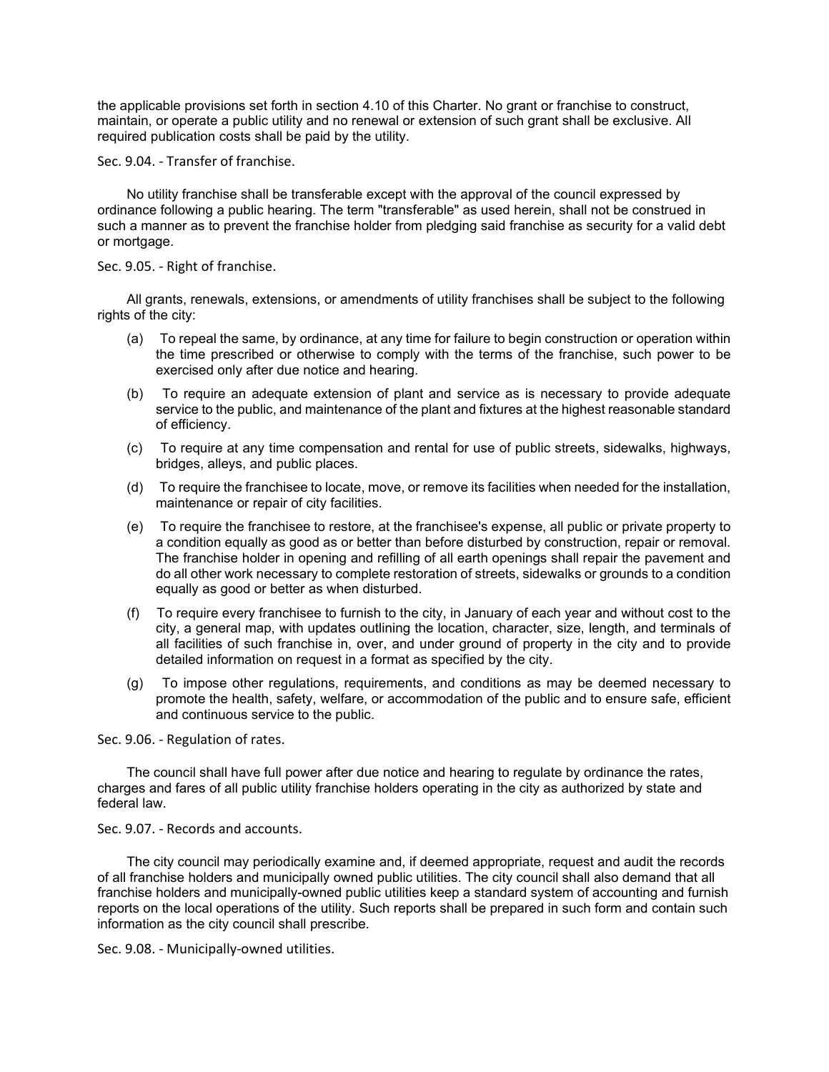the applicable provisions set forth in section 4.10 of this Charter. No grant or franchise to construct, maintain, or operate a public utility and no renewal or extension of such grant shall be exclusive. All required publication costs shall be paid by the utility.

### Sec. 9.04. - Transfer of franchise.

No utility franchise shall be transferable except with the approval of the council expressed by ordinance following a public hearing. The term "transferable" as used herein, shall not be construed in such a manner as to prevent the franchise holder from pledging said franchise as security for a valid debt or mortgage.

### Sec. 9.05. - Right of franchise.

All grants, renewals, extensions, or amendments of utility franchises shall be subject to the following rights of the city:

(a) To repeal the same, by ordinance, at any time for failure to begin construction or operation within the time prescribed or otherwise to comply with the terms of the franchise, such power to be exercised only after due notice and hearing.

(b) To require an adequate extension of plant and service as is necessary to provide adequate service to the public, and maintenance of the plant and fixtures at the highest reasonable standard of efficiency.

(c) To require at any time compensation and rental for use of public streets, sidewalks, highways, bridges, alleys, and public places.

(d) To require the franchisee to locate, move, or remove its facilities when needed for the installation, maintenance or repair of city facilities.

(e) To require the franchisee to restore, at the franchisee's expense, all public or private property to a condition equally as good as or better than before disturbed by construction, repair or removal. The franchise holder in opening and refilling of all earth openings shall repair the pavement and do all other work necessary to complete restoration of streets, sidewalks or grounds to a condition equally as good or better as when disturbed.

(f) To require every franchisee to furnish to the city, in January of each year and without cost to the city, a general map, with updates outlining the location, character, size, length, and terminals of all facilities of such franchise in, over, and under ground of property in the city and to provide detailed information on request in a format as specified by the city.

(g) To impose other regulations, requirements, and conditions as may be deemed necessary to promote the health, safety, welfare, or accommodation of the public and to ensure safe, efficient and continuous service to the public.

### Sec. 9.06. - Regulation of rates.

The council shall have full power after due notice and hearing to regulate by ordinance the rates, charges and fares of all public utility franchise holders operating in the city as authorized by state and federal law.

### Sec. 9.07. - Records and accounts.

The city council may periodically examine and, if deemed appropriate, request and audit the records of all franchise holders and municipally owned public utilities. The city council shall also demand that all franchise holders and municipally-owned public utilities keep a standard system of accounting and furnish reports on the local operations of the utility. Such reports shall be prepared in such form and contain such information as the city council shall prescribe.

### Sec. 9.08. - Municipally-owned utilities.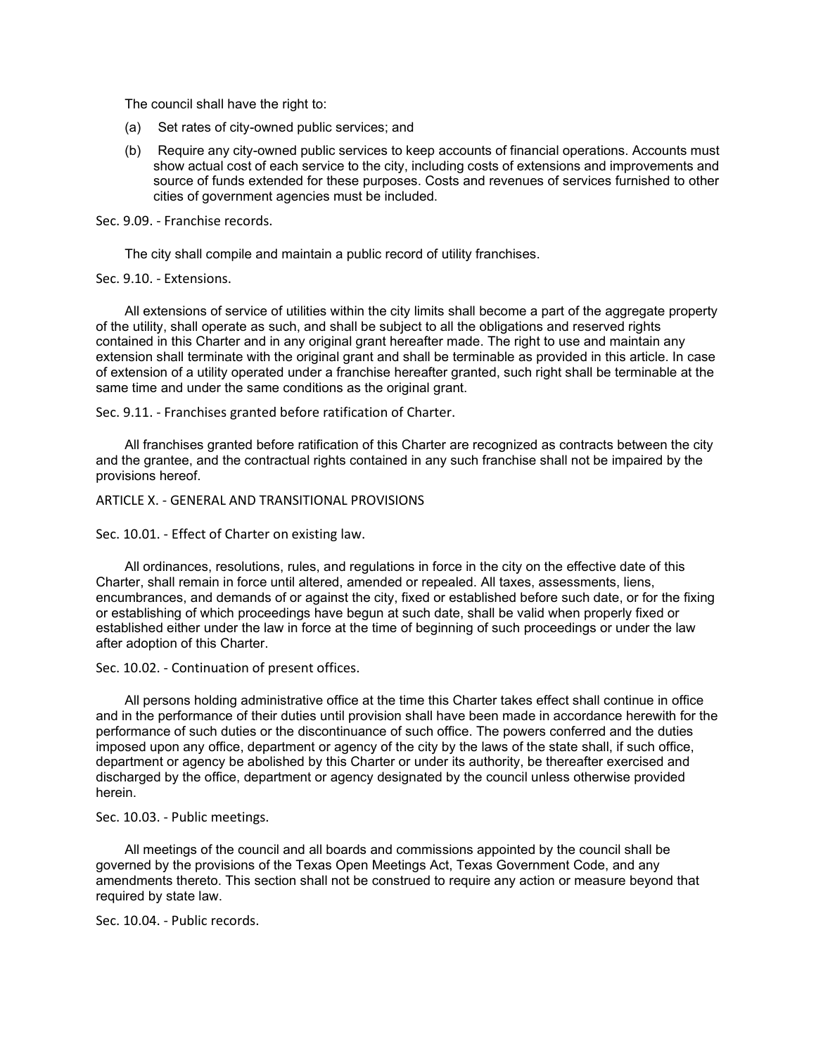The council shall have the right to:

(a) Set rates of city-owned public services; and

(b) Require any city-owned public services to keep accounts of financial operations. Accounts must show actual cost of each service to the city, including costs of extensions and improvements and source of funds extended for these purposes. Costs and revenues of services furnished to other cities of government agencies must be included.

### Sec. 9.09. - Franchise records.

The city shall compile and maintain a public record of utility franchises.

### Sec. 9.10. - Extensions.

All extensions of service of utilities within the city limits shall become a part of the aggregate property of the utility, shall operate as such, and shall be subject to all the obligations and reserved rights contained in this Charter and in any original grant hereafter made. The right to use and maintain any extension shall terminate with the original grant and shall be terminable as provided in this article. In case of extension of a utility operated under a franchise hereafter granted, such right shall be terminable at the same time and under the same conditions as the original grant.

### Sec. 9.11. - Franchises granted before ratification of Charter.

All franchises granted before ratification of this Charter are recognized as contracts between the city and the grantee, and the contractual rights contained in any such franchise shall not be impaired by the provisions hereof.

## ARTICLE X. - GENERAL AND TRANSITIONAL PROVISIONS

### Sec. 10.01. - Effect of Charter on existing law.

All ordinances, resolutions, rules, and regulations in force in the city on the effective date of this Charter, shall remain in force until altered, amended or repealed. All taxes, assessments, liens, encumbrances, and demands of or against the city, fixed or established before such date, or for the fixing or establishing of which proceedings have begun at such date, shall be valid when properly fixed or established either under the law in force at the time of beginning of such proceedings or under the law after adoption of this Charter.

### Sec. 10.02. - Continuation of present offices.

All persons holding administrative office at the time this Charter takes effect shall continue in office and in the performance of their duties until provision shall have been made in accordance herewith for the performance of such duties or the discontinuance of such office. The powers conferred and the duties imposed upon any office, department or agency of the city by the laws of the state shall, if such office, department or agency be abolished by this Charter or under its authority, be thereafter exercised and discharged by the office, department or agency designated by the council unless otherwise provided herein.

### Sec. 10.03. - Public meetings.

All meetings of the council and all boards and commissions appointed by the council shall be governed by the provisions of the Texas Open Meetings Act, Texas Government Code, and any amendments thereto. This section shall not be construed to require any action or measure beyond that required by state law.

### Sec. 10.04. - Public records.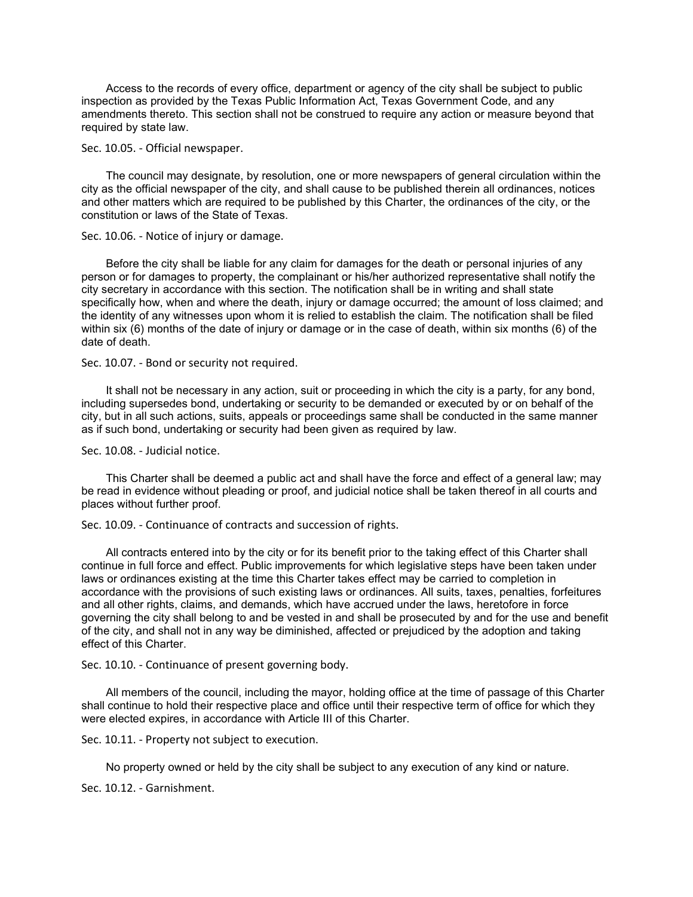Access to the records of every office, department or agency of the city shall be subject to public inspection as provided by the Texas Public Information Act, Texas Government Code, and any amendments thereto. This section shall not be construed to require any action or measure beyond that required by state law.

### Sec. 10.05. - Official newspaper.

The council may designate, by resolution, one or more newspapers of general circulation within the city as the official newspaper of the city, and shall cause to be published therein all ordinances, notices and other matters which are required to be published by this Charter, the ordinances of the city, or the constitution or laws of the State of Texas.

### Sec. 10.06. - Notice of injury or damage.

Before the city shall be liable for any claim for damages for the death or personal injuries of any person or for damages to property, the complainant or his/her authorized representative shall notify the city secretary in accordance with this section. The notification shall be in writing and shall state specifically how, when and where the death, injury or damage occurred; the amount of loss claimed; and the identity of any witnesses upon whom it is relied to establish the claim. The notification shall be filed within six (6) months of the date of injury or damage or in the case of death, within six months (6) of the date of death.

### Sec. 10.07. - Bond or security not required.

It shall not be necessary in any action, suit or proceeding in which the city is a party, for any bond, including supersedes bond, undertaking or security to be demanded or executed by or on behalf of the city, but in all such actions, suits, appeals or proceedings same shall be conducted in the same manner as if such bond, undertaking or security had been given as required by law.

### Sec. 10.08. - Judicial notice.

This Charter shall be deemed a public act and shall have the force and effect of a general law; may be read in evidence without pleading or proof, and judicial notice shall be taken thereof in all courts and places without further proof.

### Sec. 10.09. - Continuance of contracts and succession of rights.

All contracts entered into by the city or for its benefit prior to the taking effect of this Charter shall continue in full force and effect. Public improvements for which legislative steps have been taken under laws or ordinances existing at the time this Charter takes effect may be carried to completion in accordance with the provisions of such existing laws or ordinances. All suits, taxes, penalties, forfeitures and all other rights, claims, and demands, which have accrued under the laws, heretofore in force governing the city shall belong to and be vested in and shall be prosecuted by and for the use and benefit of the city, and shall not in any way be diminished, affected or prejudiced by the adoption and taking effect of this Charter.

### Sec. 10.10. - Continuance of present governing body.

All members of the council, including the mayor, holding office at the time of passage of this Charter shall continue to hold their respective place and office until their respective term of office for which they were elected expires, in accordance with Article III of this Charter.

### Sec. 10.11. - Property not subject to execution.

No property owned or held by the city shall be subject to any execution of any kind or nature.

### Sec. 10.12. - Garnishment.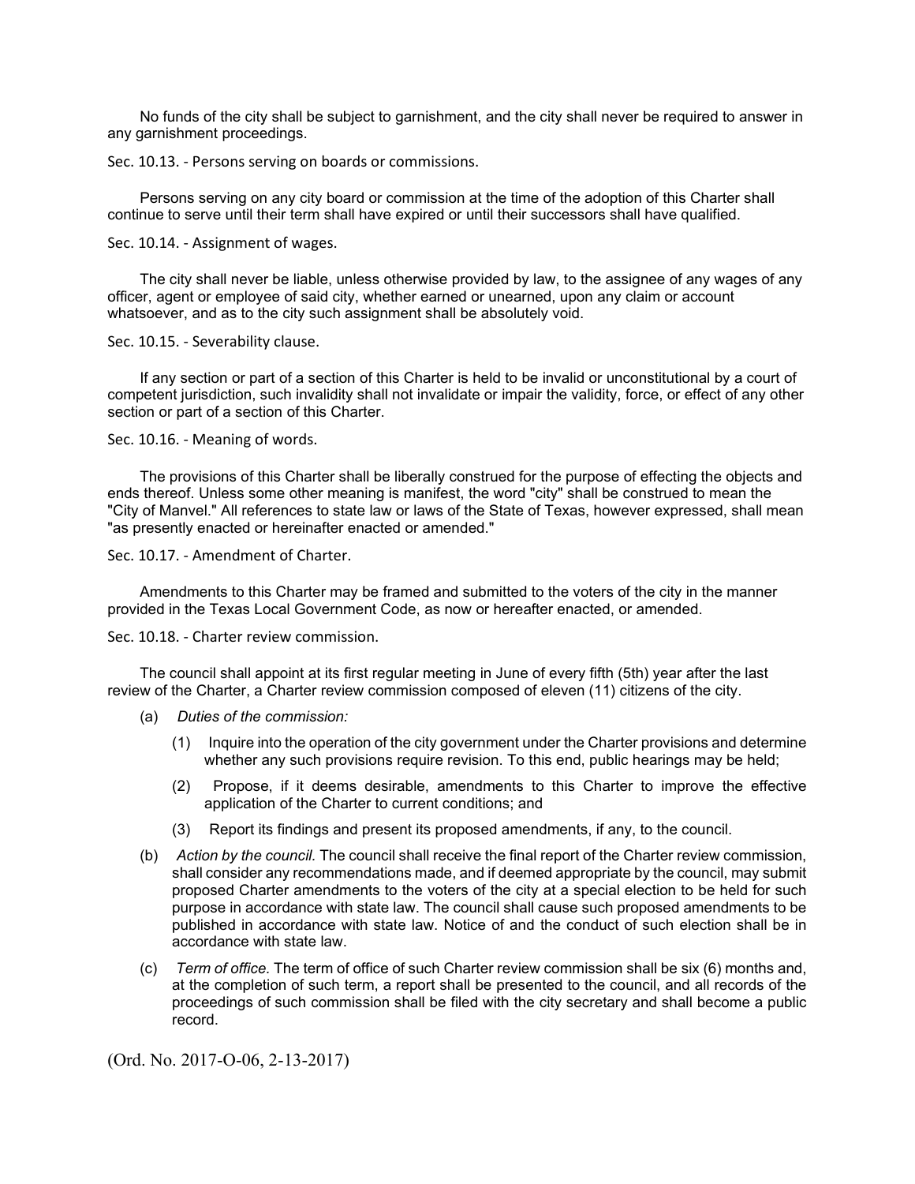No funds of the city shall be subject to garnishment, and the city shall never be required to answer in any garnishment proceedings.

### Sec. 10.13. - Persons serving on boards or commissions.

Persons serving on any city board or commission at the time of the adoption of this Charter shall continue to serve until their term shall have expired or until their successors shall have qualified.

### Sec. 10.14. - Assignment of wages.

The city shall never be liable, unless otherwise provided by law, to the assignee of any wages of any officer, agent or employee of said city, whether earned or unearned, upon any claim or account whatsoever, and as to the city such assignment shall be absolutely void.

### Sec. 10.15. - Severability clause.

If any section or part of a section of this Charter is held to be invalid or unconstitutional by a court of competent jurisdiction, such invalidity shall not invalidate or impair the validity, force, or effect of any other section or part of a section of this Charter.

### Sec. 10.16. - Meaning of words.

The provisions of this Charter shall be liberally construed for the purpose of effecting the objects and ends thereof. Unless some other meaning is manifest, the word "city" shall be construed to mean the "City of Manvel." All references to state law or laws of the State of Texas, however expressed, shall mean "as presently enacted or hereinafter enacted or amended."

### Sec. 10.17. - Amendment of Charter.

Amendments to this Charter may be framed and submitted to the voters of the city in the manner provided in the Texas Local Government Code, as now or hereafter enacted, or amended.

### Sec. 10.18. - Charter review commission.

The council shall appoint at its first regular meeting in June of every fifth (5th) year after the last review of the Charter, a Charter review commission composed of eleven (11) citizens of the city.

(a) *Duties of the commission:*

   (1) Inquire into the operation of the city government under the Charter provisions and determine whether any such provisions require revision. To this end, public hearings may be held;

   (2) Propose, if it deems desirable, amendments to this Charter to improve the effective application of the Charter to current conditions; and

   (3) Report its findings and present its proposed amendments, if any, to the council.

(b) *Action by the council.* The council shall receive the final report of the Charter review commission, shall consider any recommendations made, and if deemed appropriate by the council, may submit proposed Charter amendments to the voters of the city at a special election to be held for such purpose in accordance with state law. The council shall cause such proposed amendments to be published in accordance with state law. Notice of and the conduct of such election shall be in accordance with state law.

(c) *Term of office.* The term of office of such Charter review commission shall be six (6) months and, at the completion of such term, a report shall be presented to the council, and all records of the proceedings of such commission shall be filed with the city secretary and shall become a public record.

(Ord. No. 2017-O-06, 2-13-2017)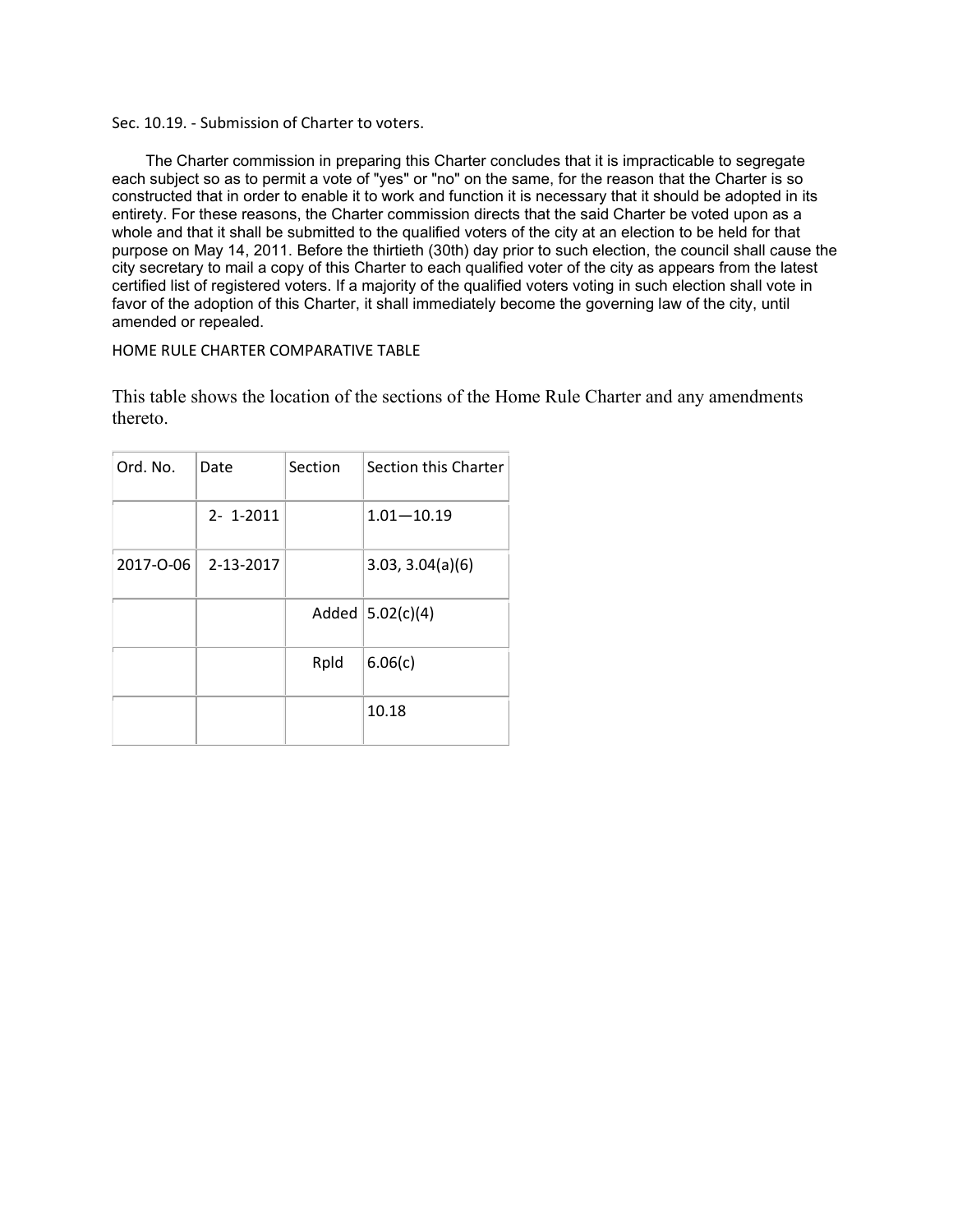Sec. 10.19. - Submission of Charter to voters.

The Charter commission in preparing this Charter concludes that it is impracticable to segregate each subject so as to permit a vote of "yes" or "no" on the same, for the reason that the Charter is so constructed that in order to enable it to work and function it is necessary that it should be adopted in its entirety. For these reasons, the Charter commission directs that the said Charter be voted upon as a whole and that it shall be submitted to the qualified voters of the city at an election to be held for that purpose on May 14, 2011. Before the thirtieth (30th) day prior to such election, the council shall cause the city secretary to mail a copy of this Charter to each qualified voter of the city as appears from the latest certified list of registered voters. If a majority of the qualified voters voting in such election shall vote in favor of the adoption of this Charter, it shall immediately become the governing law of the city, until amended or repealed.

HOME RULE CHARTER COMPARATIVE TABLE

This table shows the location of the sections of the Home Rule Charter and any amendments thereto.

| Ord. No. | Date | Section | Section this Charter |
|---|---|---|---|
| | 2- 1-2011 | | 1.01—10.19 |
| 2017-O-06 | 2-13-2017 | | 3.03, 3.04(a)(6) |
| | | Added | 5.02(c)(4) |
| | | Rpld | 6.06(c) |
| | | | 10.18 |